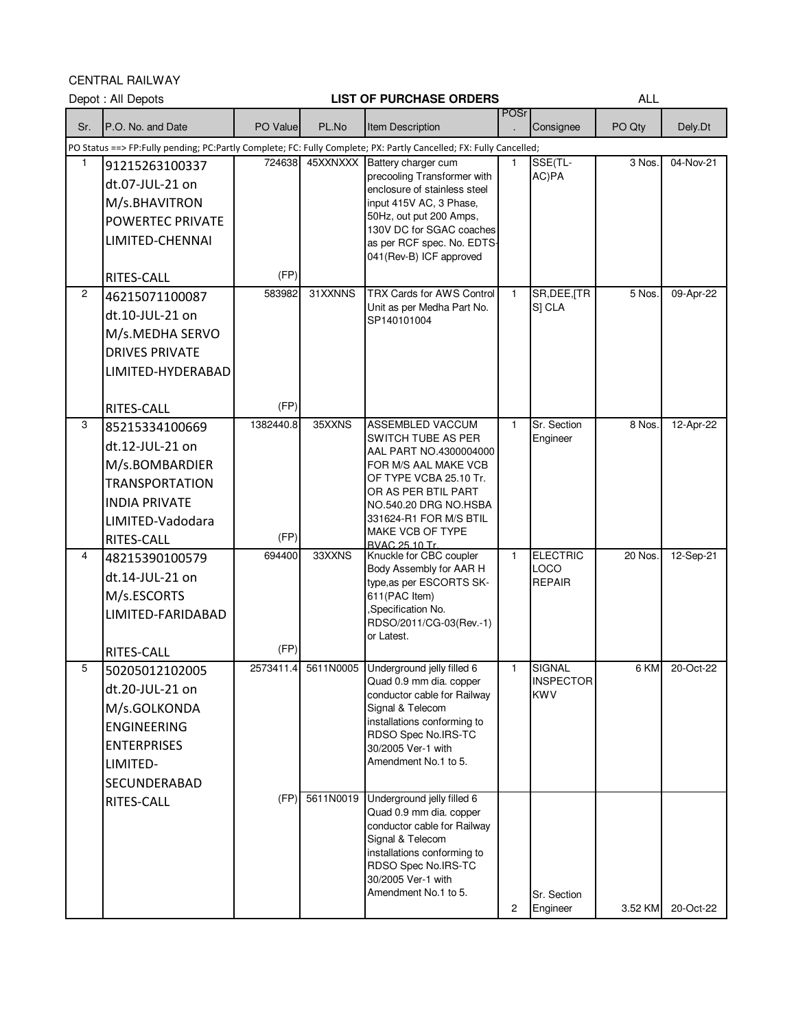CENTRAL RAILWAY

Depot : All Depots

**LIST OF PURCHASE ORDERS**

ALL

| Sr. | P.O. No. and Date | PO Value | PL.No | Item Description | POSr. | Consignee | PO Qty | Dely.Dt |
|---|---|---|---|---|---|---|---|---|
| PO Status ==> FP:Fully pending; PC:Partly Complete; FC: Fully Complete; PX: Partly Cancelled; FX: Fully Cancelled; | | | | | | | | |
| 1 | 91215263100337 dt.07-JUL-21 on M/s.BHAVITRON POWERTEC PRIVATE LIMITED-CHENNAI RITES-CALL | 724638 (FP) | 45XXNXXX | Battery charger cum precooling Transformer with enclosure of stainless steel input 415V AC, 3 Phase, 50Hz, out put 200 Amps, 130V DC for SGAC coaches as per RCF spec. No. EDTS-041(Rev-B) ICF approved | 1 | SSE(TL-AC)PA | 3 Nos. | 04-Nov-21 |
| 2 | 46215071100087 dt.10-JUL-21 on M/s.MEDHA SERVO DRIVES PRIVATE LIMITED-HYDERABAD RITES-CALL | 583982 (FP) | 31XXNNS | TRX Cards for AWS Control Unit as per Medha Part No. SP140101004 | 1 | SR,DEE,[TRS] CLA | 5 Nos. | 09-Apr-22 |
| 3 | 85215334100669 dt.12-JUL-21 on M/s.BOMBARDIER TRANSPORTATION INDIA PRIVATE LIMITED-Vadodara RITES-CALL | 1382440.8 (FP) | 35XXNS | ASSEMBLED VACCUM SWITCH TUBE AS PER AAL PART NO.4300004000 FOR M/S AAL MAKE VCB OF TYPE VCBA 25.10 Tr. OR AS PER BTIL PART NO.540.20 DRG NO.HSBA 331624-R1 FOR M/S BTIL MAKE VCB OF TYPE BVAC 25.10 Tr. | 1 | Sr. Section Engineer | 8 Nos. | 12-Apr-22 |
| 4 | 48215390100579 dt.14-JUL-21 on M/s.ESCORTS LIMITED-FARIDABAD RITES-CALL | 694400 (FP) | 33XXNS | Knuckle for CBC coupler Body Assembly for AAR H type,as per ESCORTS SK-611(PAC Item) ,Specification No. RDSO/2011/CG-03(Rev.-1) or Latest. | 1 | ELECTRIC LOCO REPAIR | 20 Nos. | 12-Sep-21 |
| 5 | 50205012102005 dt.20-JUL-21 on M/s.GOLKONDA ENGINEERING ENTERPRISES LIMITED-SECUNDERABAD RITES-CALL | 2573411.4 (FP) | 5611N0005 | Underground jelly filled 6 Quad 0.9 mm dia. copper conductor cable for Railway Signal & Telecom installations conforming to RDSO Spec No.IRS-TC 30/2005 Ver-1 with Amendment No.1 to 5. | 1 | SIGNAL INSPECTOR KWV | 6 KM | 20-Oct-22 |
| | | | 5611N0019 | Underground jelly filled 6 Quad 0.9 mm dia. copper conductor cable for Railway Signal & Telecom installations conforming to RDSO Spec No.IRS-TC 30/2005 Ver-1 with Amendment No.1 to 5. | 2 | Sr. Section Engineer | 3.52 KM | 20-Oct-22 |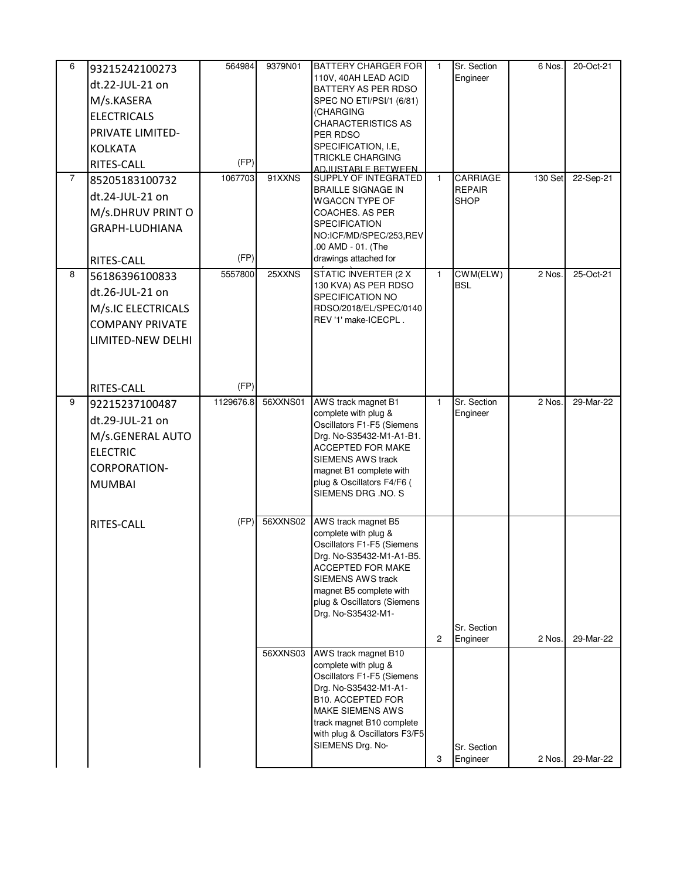| 6 | 93215242100273 dt.22-JUL-21 on M/s.KASERA ELECTRICALS PRIVATE LIMITED-KOLKATA RITES-CALL | 564984 (FP) | 9379N01 | BATTERY CHARGER FOR 110V, 40AH LEAD ACID BATTERY AS PER RDSO SPEC NO ETI/PSI/1 (6/81) (CHARGING CHARACTERISTICS AS PER RDSO SPECIFICATION, I.E, TRICKLE CHARGING ADJUSTABLE BETWEEN | 1 | Sr. Section Engineer | 6 Nos. | 20-Oct-21 |
|---|---|---|---|---|---|---|---|---|
| 7 | 85205183100732 dt.24-JUL-21 on M/s.DHRUV PRINT O GRAPH-LUDHIANA RITES-CALL | 1067703 (FP) | 91XXNS | SUPPLY OF INTEGRATED BRAILLE SIGNAGE IN WGACCN TYPE OF COACHES. AS PER SPECIFICATION NO:ICF/MD/SPEC/253,REV .00 AMD - 01. (The drawings attached for | 1 | CARRIAGE REPAIR SHOP | 130 Set | 22-Sep-21 |
| 8 | 56186396100833 dt.26-JUL-21 on M/s.IC ELECTRICALS COMPANY PRIVATE LIMITED-NEW DELHI RITES-CALL | 5557800 (FP) | 25XXNS | STATIC INVERTER (2 X 130 KVA) AS PER RDSO SPECIFICATION NO RDSO/2018/EL/SPEC/0140 REV '1' make-ICECPL . | 1 | CWM(ELW) BSL | 2 Nos. | 25-Oct-21 |
| 9 | 92215237100487 dt.29-JUL-21 on M/s.GENERAL AUTO ELECTRIC CORPORATION-MUMBAI RITES-CALL | 1129676.8 (FP) | 56XXNS01 | AWS track magnet B1 complete with plug & Oscillators F1-F5 (Siemens Drg. No-S35432-M1-A1-B1. ACCEPTED FOR MAKE SIEMENS AWS track magnet B1 complete with plug & Oscillators F4/F6 ( SIEMENS DRG .NO. S | 1 | Sr. Section Engineer | 2 Nos. | 29-Mar-22 |
| | | | 56XXNS02 | AWS track magnet B5 complete with plug & Oscillators F1-F5 (Siemens Drg. No-S35432-M1-A1-B5. ACCEPTED FOR MAKE SIEMENS AWS track magnet B5 complete with plug & Oscillators (Siemens Drg. No-S35432-M1- | 2 | Sr. Section Engineer | 2 Nos. | 29-Mar-22 |
| | | | 56XXNS03 | AWS track magnet B10 complete with plug & Oscillators F1-F5 (Siemens Drg. No-S35432-M1-A1-B10. ACCEPTED FOR MAKE SIEMENS AWS track magnet B10 complete with plug & Oscillators F3/F5 SIEMENS Drg. No- | 3 | Sr. Section Engineer | 2 Nos. | 29-Mar-22 |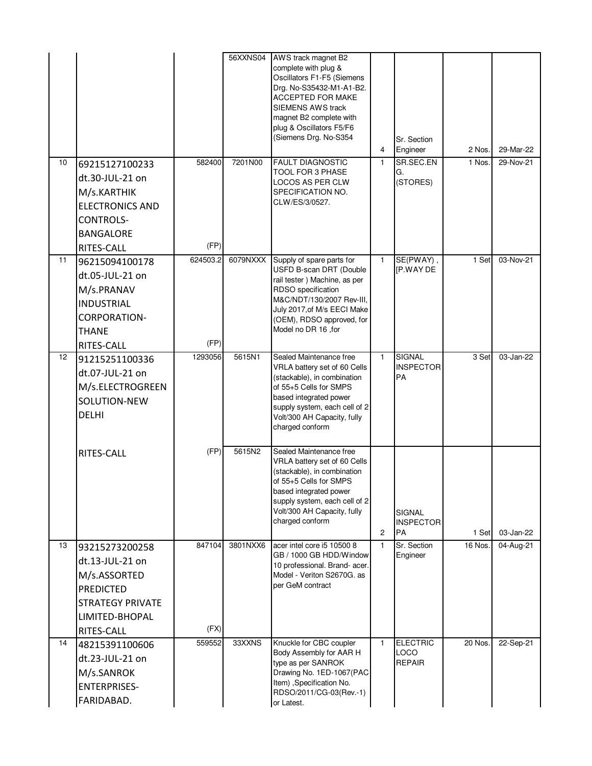| | | | | | | | | |
|---|---|---|---|---|---|---|---|---|
| | | | 56XXNS04 | AWS track magnet B2 complete with plug & Oscillators F1-F5 (Siemens Drg. No-S35432-M1-A1-B2. ACCEPTED FOR MAKE SIEMENS AWS track magnet B2 complete with plug & Oscillators F5/F6 (Siemens Drg. No-S354 | 4 | Sr. Section Engineer | 2 Nos. | 29-Mar-22 |
| 10 | 69215127100233 dt.30-JUL-21 on M/s.KARTHIK ELECTRONICS AND CONTROLS-BANGALORE RITES-CALL | 582400 (FP) | 7201N00 | FAULT DIAGNOSTIC TOOL FOR 3 PHASE LOCOS AS PER CLW SPECIFICATION NO. CLW/ES/3/0527. | 1 | SR.SEC.ENG. (STORES) | 1 Nos. | 29-Nov-21 |
| 11 | 96215094100178 dt.05-JUL-21 on M/s.PRANAV INDUSTRIAL CORPORATION-THANE RITES-CALL | 624503.2 (FP) | 6079NXXX | Supply of spare parts for USFD B-scan DRT (Double rail tester ) Machine, as per RDSO specification M&C/NDT/130/2007 Rev-III, July 2017,of M/s EECI Make (OEM), RDSO approved, for Model no DR 16 ,for | 1 | SE(PWAY) , [P.WAY DE | 1 Set | 03-Nov-21 |
| 12 | 91215251100336 dt.07-JUL-21 on M/s.ELECTROGREEN SOLUTION-NEW DELHI | 1293056 | 5615N1 | Sealed Maintenance free VRLA battery set of 60 Cells (stackable), in combination of 55+5 Cells for SMPS based integrated power supply system, each cell of 2 Volt/300 AH Capacity, fully charged conform | 1 | SIGNAL INSPECTOR PA | 3 Set | 03-Jan-22 |
| | RITES-CALL | (FP) | 5615N2 | Sealed Maintenance free VRLA battery set of 60 Cells (stackable), in combination of 55+5 Cells for SMPS based integrated power supply system, each cell of 2 Volt/300 AH Capacity, fully charged conform | 2 | SIGNAL INSPECTOR PA | 1 Set | 03-Jan-22 |
| 13 | 93215273200258 dt.13-JUL-21 on M/s.ASSORTED PREDICTED STRATEGY PRIVATE LIMITED-BHOPAL RITES-CALL | 847104 (FX) | 3801NXX6 | acer intel core i5 10500 8 GB / 1000 GB HDD/Window 10 professional. Brand- acer. Model - Veriton S2670G. as per GeM contract | 1 | Sr. Section Engineer | 16 Nos. | 04-Aug-21 |
| 14 | 48215391100606 dt.23-JUL-21 on M/s.SANROK ENTERPRISES-FARIDABAD. | 559552 | 33XXNS | Knuckle for CBC coupler Body Assembly for AAR H type as per SANROK Drawing No. 1ED-1067(PAC Item) ,Specification No. RDSO/2011/CG-03(Rev.-1) or Latest. | 1 | ELECTRIC LOCO REPAIR | 20 Nos. | 22-Sep-21 |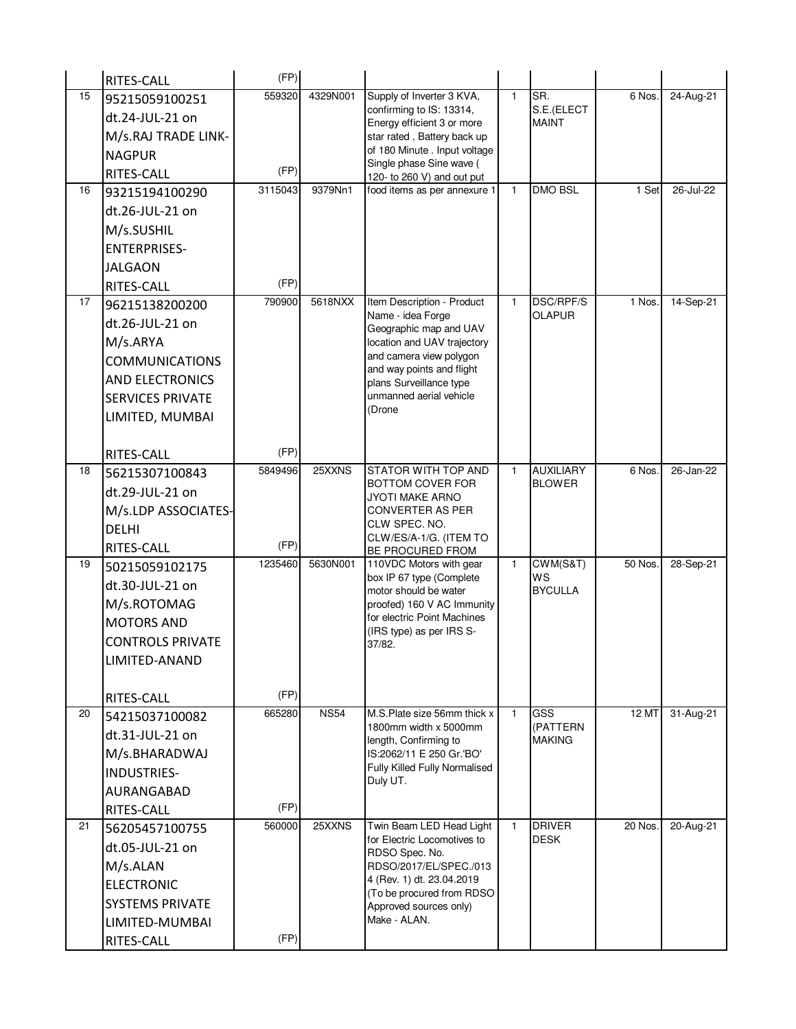|  |  |  |  |  |  |  |  |  |
|---|---|---|---|---|---|---|---|---|
|  | RITES-CALL | (FP) |  |  |  |  |  |  |
| 15 | 95215059100251 dt.24-JUL-21 on M/s.RAJ TRADE LINK-NAGPUR RITES-CALL | 559320 (FP) | 4329N001 | Supply of Inverter 3 KVA, confirming to IS: 13314, Energy efficient 3 or more star rated , Battery back up of 180 Minute . Input voltage Single phase Sine wave ( 120- to 260 V) and out put | 1 | SR. S.E.(ELECT MAINT | 6 Nos. | 24-Aug-21 |
| 16 | 93215194100290 dt.26-JUL-21 on M/s.SUSHIL ENTERPRISES-JALGAON RITES-CALL | 3115043 (FP) | 9379Nn1 | food items as per annexure 1 | 1 | DMO BSL | 1 Set | 26-Jul-22 |
| 17 | 96215138200200 dt.26-JUL-21 on M/s.ARYA COMMUNICATIONS AND ELECTRONICS SERVICES PRIVATE LIMITED, MUMBAI RITES-CALL | 790900 (FP) | 5618NXX | Item Description - Product Name - idea Forge Geographic map and UAV location and UAV trajectory and camera view polygon and way points and flight plans Surveillance type unmanned aerial vehicle (Drone | 1 | DSC/RPF/S OLAPUR | 1 Nos. | 14-Sep-21 |
| 18 | 56215307100843 dt.29-JUL-21 on M/s.LDP ASSOCIATES-DELHI RITES-CALL | 5849496 (FP) | 25XXNS | STATOR WITH TOP AND BOTTOM COVER FOR JYOTI MAKE ARNO CONVERTER AS PER CLW SPEC. NO. CLW/ES/A-1/G. (ITEM TO BE PROCURED FROM | 1 | AUXILIARY BLOWER | 6 Nos. | 26-Jan-22 |
| 19 | 50215059102175 dt.30-JUL-21 on M/s.ROTOMAG MOTORS AND CONTROLS PRIVATE LIMITED-ANAND RITES-CALL | 1235460 (FP) | 5630N001 | 110VDC Motors with gear box IP 67 type (Complete motor should be water proofed) 160 V AC Immunity for electric Point Machines (IRS type) as per IRS S-37/82. | 1 | CWM(S&T) WS BYCULLA | 50 Nos. | 28-Sep-21 |
| 20 | 54215037100082 dt.31-JUL-21 on M/s.BHARADWAJ INDUSTRIES-AURANGABAD RITES-CALL | 665280 (FP) | NS54 | M.S.Plate size 56mm thick x 1800mm width x 5000mm length, Confirming to IS:2062/11 E 250 Gr.'BO' Fully Killed Fully Normalised Duly UT. | 1 | GSS (PATTERN MAKING | 12 MT | 31-Aug-21 |
| 21 | 56205457100755 dt.05-JUL-21 on M/s.ALAN ELECTRONIC SYSTEMS PRIVATE LIMITED-MUMBAI RITES-CALL | 560000 (FP) | 25XXNS | Twin Beam LED Head Light for Electric Locomotives to RDSO Spec. No. RDSO/2017/EL/SPEC./013 4 (Rev. 1) dt. 23.04.2019 (To be procured from RDSO Approved sources only) Make - ALAN. | 1 | DRIVER DESK | 20 Nos. | 20-Aug-21 |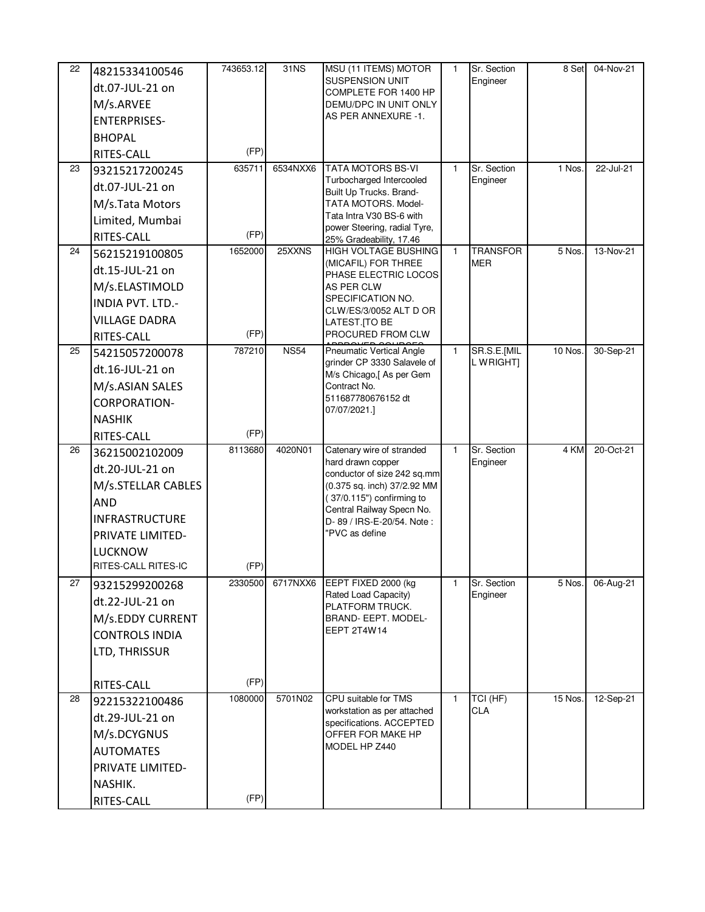| | | | | | | | | |
|---|---|---|---|---|---|---|---|---|
| 22 | 48215334100546 dt.07-JUL-21 on M/s.ARVEE ENTERPRISES-BHOPAL RITES-CALL | 743653.12 (FP) | 31NS | MSU (11 ITEMS) MOTOR SUSPENSION UNIT COMPLETE FOR 1400 HP DEMU/DPC IN UNIT ONLY AS PER ANNEXURE -1. | 1 | Sr. Section Engineer | 8 Set | 04-Nov-21 |
| 23 | 93215217200245 dt.07-JUL-21 on M/s.Tata Motors Limited, Mumbai RITES-CALL | 635711 (FP) | 6534NXX6 | TATA MOTORS BS-VI Turbocharged Intercooled Built Up Trucks. Brand- TATA MOTORS. Model- Tata Intra V30 BS-6 with power Steering, radial Tyre, 25% Gradeability, 17.46 | 1 | Sr. Section Engineer | 1 Nos. | 22-Jul-21 |
| 24 | 56215219100805 dt.15-JUL-21 on M/s.ELASTIMOLD INDIA PVT. LTD.-VILLAGE DADRA RITES-CALL | 1652000 (FP) | 25XXNS | HIGH VOLTAGE BUSHING (MICAFIL) FOR THREE PHASE ELECTRIC LOCOS AS PER CLW SPECIFICATION NO. CLW/ES/3/0052 ALT D OR LATEST.[TO BE PROCURED FROM CLW | 1 | TRANSFORMER | 5 Nos. | 13-Nov-21 |
| 25 | 54215057200078 dt.16-JUL-21 on M/s.ASIAN SALES CORPORATION-NASHIK RITES-CALL | 787210 (FP) | NS54 | Pneumatic Vertical Angle grinder CP 3330 Salavele of M/s Chicago,[ As per Gem Contract No. 511687780676152 dt 07/07/2021.] | 1 | SR.S.E.[MILL WRIGHT] | 10 Nos. | 30-Sep-21 |
| 26 | 36215002102009 dt.20-JUL-21 on M/s.STELLAR CABLES AND INFRASTRUCTURE PRIVATE LIMITED-LUCKNOW RITES-CALL RITES-IC | 8113680 (FP) | 4020N01 | Catenary wire of stranded hard drawn copper conductor of size 242 sq.mm (0.375 sq. inch) 37/2.92 MM ( 37/0.115") confirming to Central Railway Specn No. D- 89 / IRS-E-20/54. Note : "PVC as define | 1 | Sr. Section Engineer | 4 KM | 20-Oct-21 |
| 27 | 93215299200268 dt.22-JUL-21 on M/s.EDDY CURRENT CONTROLS INDIA LTD, THRISSUR RITES-CALL | 2330500 (FP) | 6717NXX6 | EEPT FIXED 2000 (kg Rated Load Capacity) PLATFORM TRUCK. BRAND- EEPT. MODEL- EEPT 2T4W14 | 1 | Sr. Section Engineer | 5 Nos. | 06-Aug-21 |
| 28 | 92215322100486 dt.29-JUL-21 on M/s.DCYGNUS AUTOMATES PRIVATE LIMITED-NASHIK. RITES-CALL | 1080000 (FP) | 5701N02 | CPU suitable for TMS workstation as per attached specifications. ACCEPTED OFFER FOR MAKE HP MODEL HP Z440 | 1 | TCI (HF) CLA | 15 Nos. | 12-Sep-21 |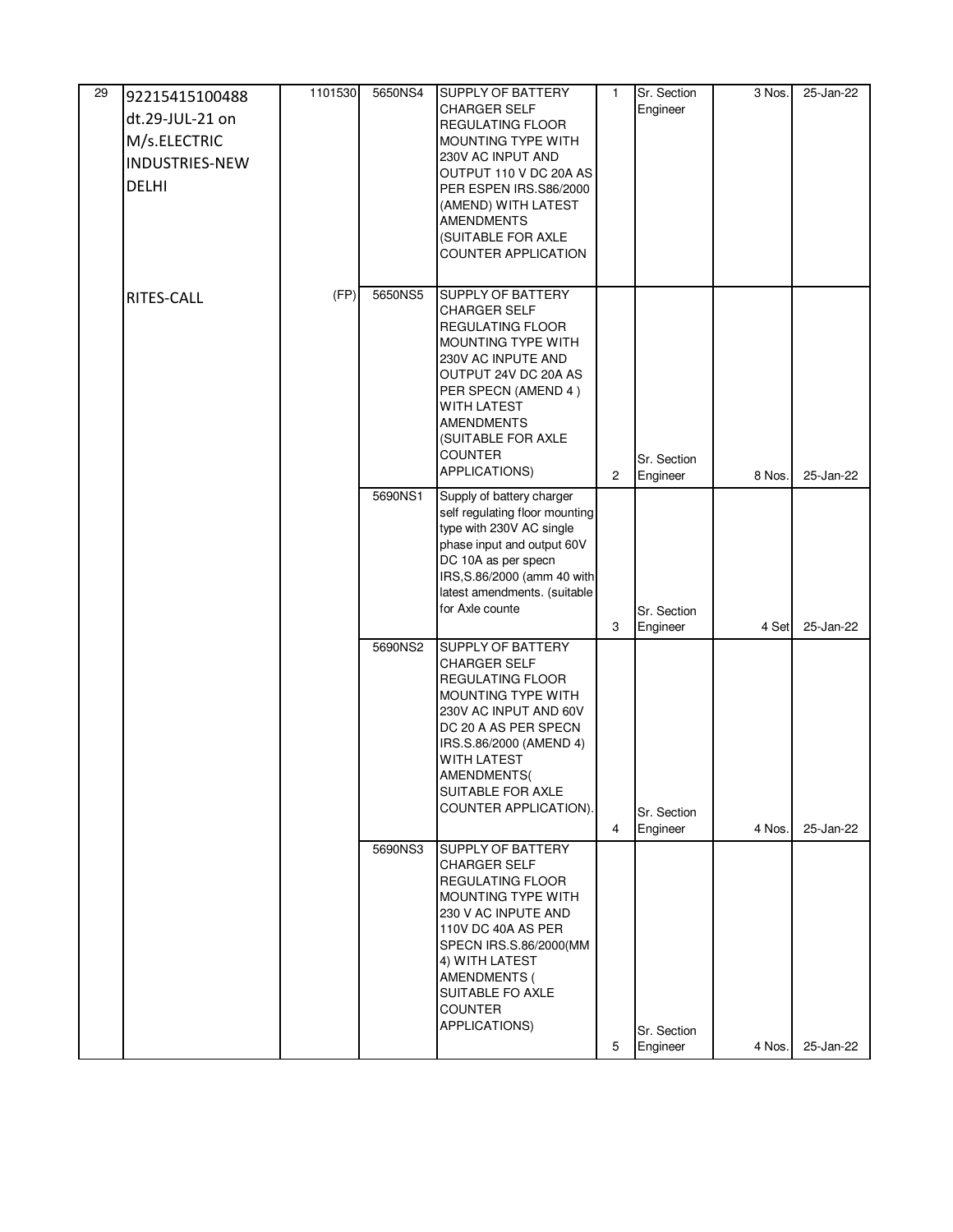| 29 | 92215415100488 dt.29-JUL-21 on M/s.ELECTRIC INDUSTRIES-NEW DELHI | 1101530 | 5650NS4 | SUPPLY OF BATTERY CHARGER SELF REGULATING FLOOR MOUNTING TYPE WITH 230V AC INPUT AND OUTPUT 110 V DC 20A AS PER ESPEN IRS.S86/2000 (AMEND) WITH LATEST AMENDMENTS (SUITABLE FOR AXLE COUNTER APPLICATION | 1 | Sr. Section Engineer | 3 Nos. | 25-Jan-22 |
|---|---|---|---|---|---|---|---|---|
| | RITES-CALL | (FP) | 5650NS5 | SUPPLY OF BATTERY CHARGER SELF REGULATING FLOOR MOUNTING TYPE WITH 230V AC INPUTE AND OUTPUT 24V DC 20A AS PER SPECN (AMEND 4 ) WITH LATEST AMENDMENTS (SUITABLE FOR AXLE COUNTER APPLICATIONS) | 2 | Sr. Section Engineer | 8 Nos. | 25-Jan-22 |
| | | | 5690NS1 | Supply of battery charger self regulating floor mounting type with 230V AC single phase input and output 60V DC 10A as per specn IRS,S.86/2000 (amm 40 with latest amendments. (suitable for Axle counte | 3 | Sr. Section Engineer | 4 Set | 25-Jan-22 |
| | | | 5690NS2 | SUPPLY OF BATTERY CHARGER SELF REGULATING FLOOR MOUNTING TYPE WITH 230V AC INPUT AND 60V DC 20 A AS PER SPECN IRS.S.86/2000 (AMEND 4) WITH LATEST AMENDMENTS( SUITABLE FOR AXLE COUNTER APPLICATION). | 4 | Sr. Section Engineer | 4 Nos. | 25-Jan-22 |
| | | | 5690NS3 | SUPPLY OF BATTERY CHARGER SELF REGULATING FLOOR MOUNTING TYPE WITH 230 V AC INPUTE AND 110V DC 40A AS PER SPECN IRS.S.86/2000(MM 4) WITH LATEST AMENDMENTS ( SUITABLE FO AXLE COUNTER APPLICATIONS) | 5 | Sr. Section Engineer | 4 Nos. | 25-Jan-22 |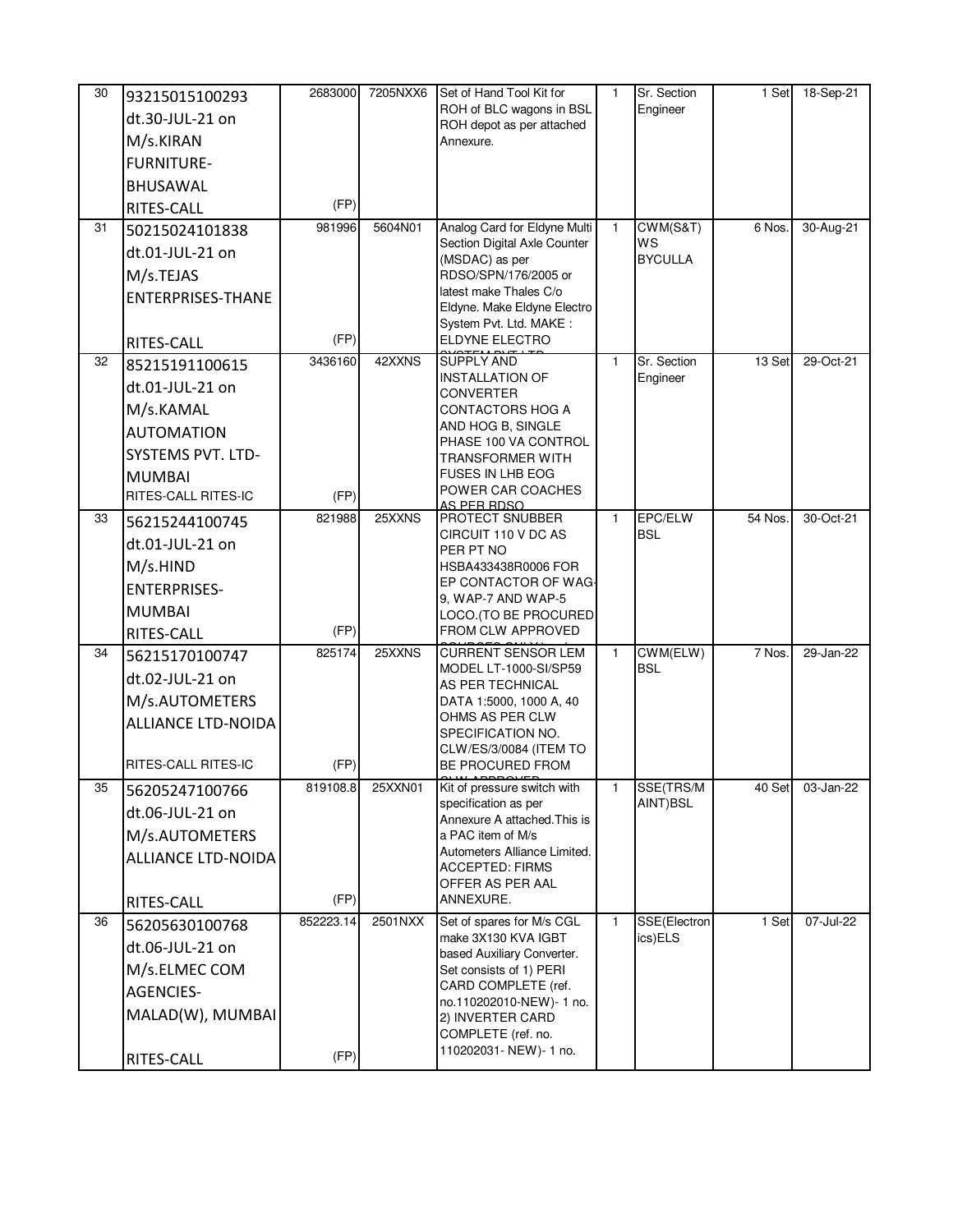| 30 | 93215015100293 dt.30-JUL-21 on M/s.KIRAN FURNITURE-BHUSAWAL RITES-CALL | 2683000 (FP) | 7205NXX6 | Set of Hand Tool Kit for ROH of BLC wagons in BSL ROH depot as per attached Annexure. | 1 | Sr. Section Engineer | 1 Set | 18-Sep-21 |
|---|---|---|---|---|---|---|---|---|
| 31 | 50215024101838 dt.01-JUL-21 on M/s.TEJAS ENTERPRISES-THANE RITES-CALL | 981996 (FP) | 5604N01 | Analog Card for Eldyne Multi Section Digital Axle Counter (MSDAC) as per RDSO/SPN/176/2005 or latest make Thales C/o Eldyne. Make Eldyne Electro System Pvt. Ltd. MAKE : ELDYNE ELECTRO SYSTEM PVT LTD | 1 | CWM(S&T) WS BYCULLA | 6 Nos. | 30-Aug-21 |
| 32 | 85215191100615 dt.01-JUL-21 on M/s.KAMAL AUTOMATION SYSTEMS PVT. LTD-MUMBAI RITES-CALL RITES-IC | 3436160 (FP) | 42XXNS | SUPPLY AND INSTALLATION OF CONVERTER CONTACTORS HOG A AND HOG B, SINGLE PHASE 100 VA CONTROL TRANSFORMER WITH FUSES IN LHB EOG POWER CAR COACHES AS PER RDSO | 1 | Sr. Section Engineer | 13 Set | 29-Oct-21 |
| 33 | 56215244100745 dt.01-JUL-21 on M/s.HIND ENTERPRISES-MUMBAI RITES-CALL | 821988 (FP) | 25XXNS | PROTECT SNUBBER CIRCUIT 110 V DC AS PER PT NO HSBA433438R0006 FOR EP CONTACTOR OF WAG-9, WAP-7 AND WAP-5 LOCO.(TO BE PROCURED FROM CLW APPROVED SOURCES ONLY) | 1 | EPC/ELW BSL | 54 Nos. | 30-Oct-21 |
| 34 | 56215170100747 dt.02-JUL-21 on M/s.AUTOMETERS ALLIANCE LTD-NOIDA RITES-CALL RITES-IC | 825174 (FP) | 25XXNS | CURRENT SENSOR LEM MODEL LT-1000-SI/SP59 AS PER TECHNICAL DATA 1:5000, 1000 A, 40 OHMS AS PER CLW SPECIFICATION NO. CLW/ES/3/0084 (ITEM TO BE PROCURED FROM CLW APPROVED | 1 | CWM(ELW) BSL | 7 Nos. | 29-Jan-22 |
| 35 | 56205247100766 dt.06-JUL-21 on M/s.AUTOMETERS ALLIANCE LTD-NOIDA RITES-CALL | 819108.8 (FP) | 25XXN01 | Kit of pressure switch with specification as per Annexure A attached.This is a PAC item of M/s Autometers Alliance Limited. ACCEPTED: FIRMS OFFER AS PER AAL ANNEXURE. | 1 | SSE(TRS/MAINT)BSL | 40 Set | 03-Jan-22 |
| 36 | 56205630100768 dt.06-JUL-21 on M/s.ELMEC COM AGENCIES-MALAD(W), MUMBAI RITES-CALL | 852223.14 (FP) | 2501NXX | Set of spares for M/s CGL make 3X130 KVA IGBT based Auxiliary Converter. Set consists of 1) PERI CARD COMPLETE (ref. no.110202010-NEW)- 1 no. 2) INVERTER CARD COMPLETE (ref. no. 110202031- NEW)- 1 no. | 1 | SSE(Electronics)ELS | 1 Set | 07-Jul-22 |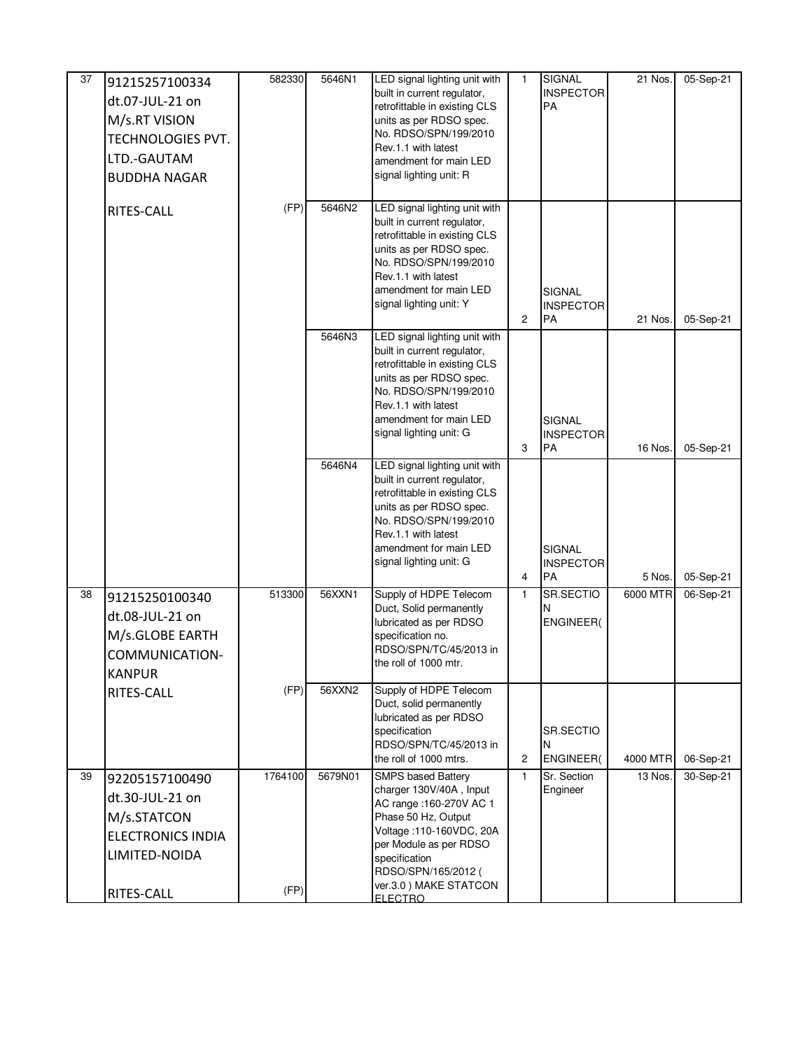| | | | | | | | | |
|---|---|---|---|---|---|---|---|---|
| 37 | 91215257100334 dt.07-JUL-21 on M/s.RT VISION TECHNOLOGIES PVT. LTD.-GAUTAM BUDDHA NAGAR | 582330 | 5646N1 | LED signal lighting unit with built in current regulator, retrofittable in existing CLS units as per RDSO spec. No. RDSO/SPN/199/2010 Rev.1.1 with latest amendment for main LED signal lighting unit: R | 1 | SIGNAL INSPECTOR PA | 21 Nos. | 05-Sep-21 |
| | RITES-CALL | (FP) | 5646N2 | LED signal lighting unit with built in current regulator, retrofittable in existing CLS units as per RDSO spec. No. RDSO/SPN/199/2010 Rev.1.1 with latest amendment for main LED signal lighting unit: Y | 2 | SIGNAL INSPECTOR PA | 21 Nos. | 05-Sep-21 |
| | | | 5646N3 | LED signal lighting unit with built in current regulator, retrofittable in existing CLS units as per RDSO spec. No. RDSO/SPN/199/2010 Rev.1.1 with latest amendment for main LED signal lighting unit: G | 3 | SIGNAL INSPECTOR PA | 16 Nos. | 05-Sep-21 |
| | | | 5646N4 | LED signal lighting unit with built in current regulator, retrofittable in existing CLS units as per RDSO spec. No. RDSO/SPN/199/2010 Rev.1.1 with latest amendment for main LED signal lighting unit: G | 4 | SIGNAL INSPECTOR PA | 5 Nos. | 05-Sep-21 |
| 38 | 91215250100340 dt.08-JUL-21 on M/s.GLOBE EARTH COMMUNICATION-KANPUR | 513300 | 56XXN1 | Supply of HDPE Telecom Duct, Solid permanently lubricated as per RDSO specification no. RDSO/SPN/TC/45/2013 in the roll of 1000 mtr. | 1 | SR.SECTION ENGINEER( | 6000 MTR | 06-Sep-21 |
| | RITES-CALL | (FP) | 56XXN2 | Supply of HDPE Telecom Duct, solid permanently lubricated as per RDSO specification RDSO/SPN/TC/45/2013 in the roll of 1000 mtrs. | 2 | SR.SECTION ENGINEER( | 4000 MTR | 06-Sep-21 |
| 39 | 92205157100490 dt.30-JUL-21 on M/s.STATCON ELECTRONICS INDIA LIMITED-NOIDA RITES-CALL | 1764100 (FP) | 5679N01 | SMPS based Battery charger 130V/40A , Input AC range :160-270V AC 1 Phase 50 Hz, Output Voltage :110-160VDC, 20A per Module as per RDSO specification RDSO/SPN/165/2012 ( ver.3.0 ) MAKE STATCON ELECTRO | 1 | Sr. Section Engineer | 13 Nos. | 30-Sep-21 |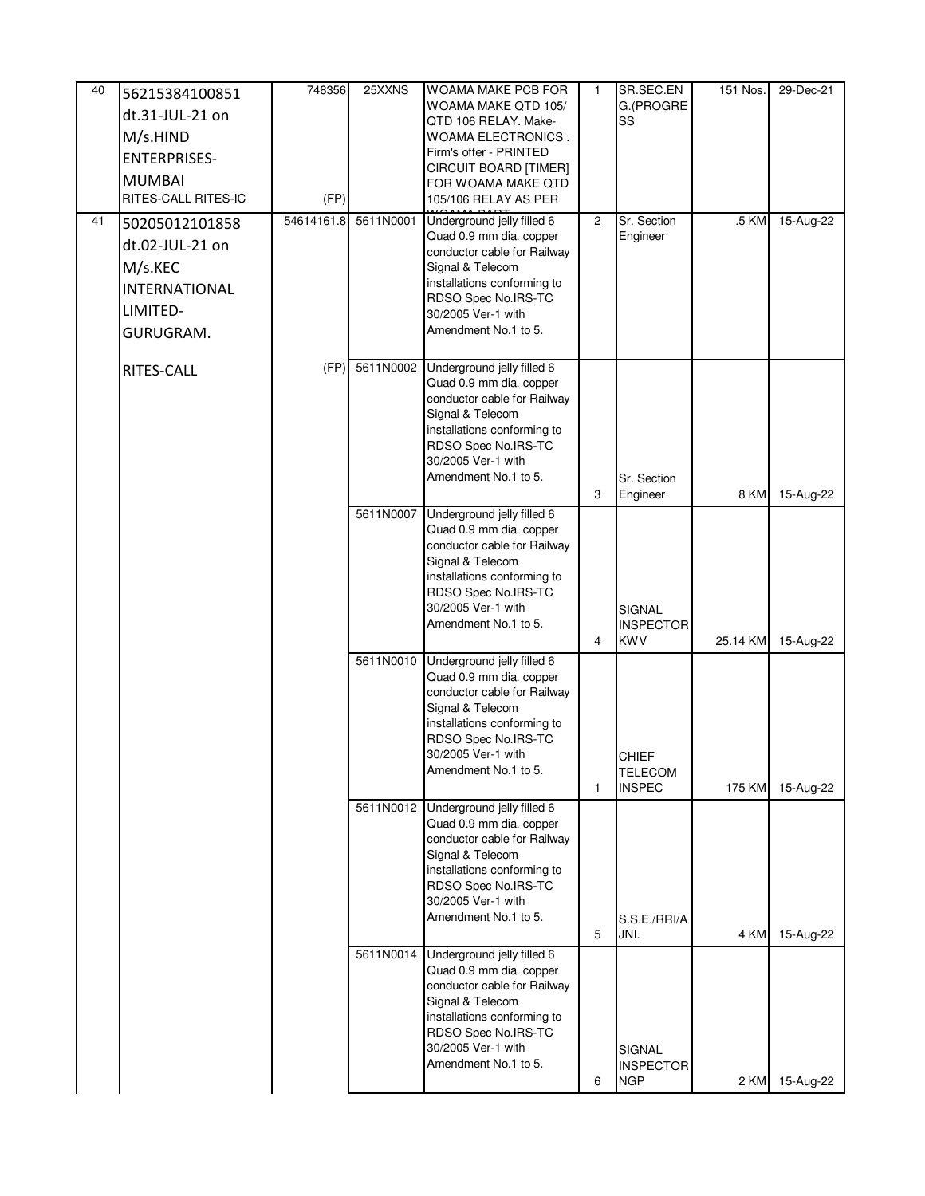| 40 | 56215384100851 dt.31-JUL-21 on M/s.HIND ENTERPRISES-MUMBAI RITES-CALL RITES-IC | 748356 (FP) | 25XXNS | WOAMA MAKE PCB FOR WOAMA MAKE QTD 105/ QTD 106 RELAY. Make- WOAMA ELECTRONICS . Firm's offer - PRINTED CIRCUIT BOARD [TIMER] FOR WOAMA MAKE QTD 105/106 RELAY AS PER WOAMA PART | 1 | SR.SEC.ENG.(PROGRESS | 151 Nos. | 29-Dec-21 |
|---|---|---|---|---|---|---|---|---|
| 41 | 50205012101858 dt.02-JUL-21 on M/s.KEC INTERNATIONAL LIMITED-GURUGRAM. | 54614161.8 | 5611N0001 | Underground jelly filled 6 Quad 0.9 mm dia. copper conductor cable for Railway Signal & Telecom installations conforming to RDSO Spec No.IRS-TC 30/2005 Ver-1 with Amendment No.1 to 5. | 2 | Sr. Section Engineer | .5 KM | 15-Aug-22 |
| | RITES-CALL | (FP) | 5611N0002 | Underground jelly filled 6 Quad 0.9 mm dia. copper conductor cable for Railway Signal & Telecom installations conforming to RDSO Spec No.IRS-TC 30/2005 Ver-1 with Amendment No.1 to 5. | 3 | Sr. Section Engineer | 8 KM | 15-Aug-22 |
| | | | 5611N0007 | Underground jelly filled 6 Quad 0.9 mm dia. copper conductor cable for Railway Signal & Telecom installations conforming to RDSO Spec No.IRS-TC 30/2005 Ver-1 with Amendment No.1 to 5. | 4 | SIGNAL INSPECTOR KWV | 25.14 KM | 15-Aug-22 |
| | | | 5611N0010 | Underground jelly filled 6 Quad 0.9 mm dia. copper conductor cable for Railway Signal & Telecom installations conforming to RDSO Spec No.IRS-TC 30/2005 Ver-1 with Amendment No.1 to 5. | 1 | CHIEF TELECOM INSPEC | 175 KM | 15-Aug-22 |
| | | | 5611N0012 | Underground jelly filled 6 Quad 0.9 mm dia. copper conductor cable for Railway Signal & Telecom installations conforming to RDSO Spec No.IRS-TC 30/2005 Ver-1 with Amendment No.1 to 5. | 5 | S.S.E./RRI/AJNI. | 4 KM | 15-Aug-22 |
| | | | 5611N0014 | Underground jelly filled 6 Quad 0.9 mm dia. copper conductor cable for Railway Signal & Telecom installations conforming to RDSO Spec No.IRS-TC 30/2005 Ver-1 with Amendment No.1 to 5. | 6 | SIGNAL INSPECTOR NGP | 2 KM | 15-Aug-22 |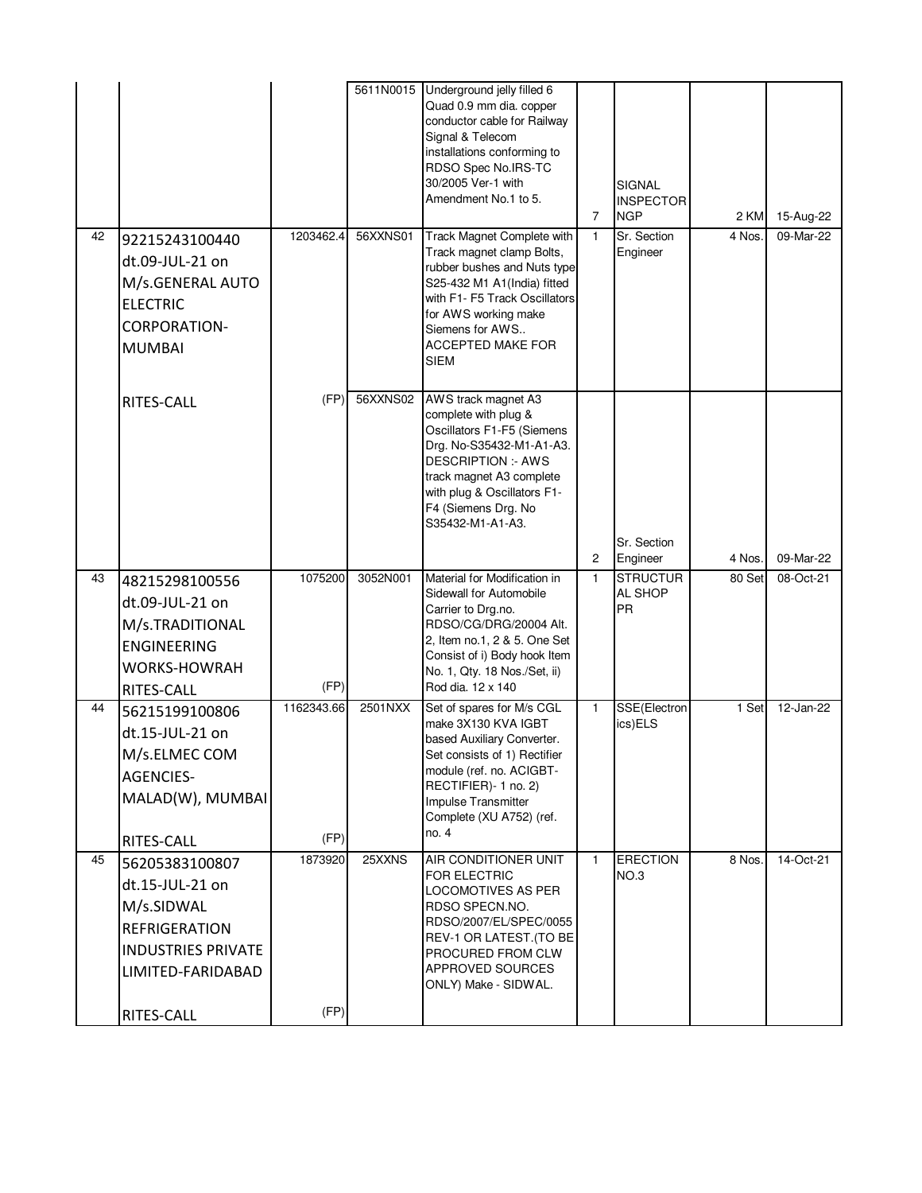| | | | | | | | | |
|---|---|---|---|---|---|---|---|---|
| | | | 5611N0015 | Underground jelly filled 6 Quad 0.9 mm dia. copper conductor cable for Railway Signal & Telecom installations conforming to RDSO Spec No.IRS-TC 30/2005 Ver-1 with Amendment No.1 to 5. | 7 | SIGNAL INSPECTOR NGP | 2 KM | 15-Aug-22 |
| 42 | 92215243100440 dt.09-JUL-21 on M/s.GENERAL AUTO ELECTRIC CORPORATION-MUMBAI RITES-CALL | 1203462.4 (FP) | 56XXNS01 | Track Magnet Complete with Track magnet clamp Bolts, rubber bushes and Nuts type S25-432 M1 A1(India) fitted with F1- F5 Track Oscillators for AWS working make Siemens for AWS.. ACCEPTED MAKE FOR SIEM | 1 | Sr. Section Engineer | 4 Nos. | 09-Mar-22 |
| | | | 56XXNS02 | AWS track magnet A3 complete with plug & Oscillators F1-F5 (Siemens Drg. No-S35432-M1-A1-A3. DESCRIPTION :- AWS track magnet A3 complete with plug & Oscillators F1-F4 (Siemens Drg. No S35432-M1-A1-A3. | 2 | Sr. Section Engineer | 4 Nos. | 09-Mar-22 |
| 43 | 48215298100556 dt.09-JUL-21 on M/s.TRADITIONAL ENGINEERING WORKS-HOWRAH RITES-CALL | 1075200 (FP) | 3052N001 | Material for Modification in Sidewall for Automobile Carrier to Drg.no. RDSO/CG/DRG/20004 Alt. 2, Item no.1, 2 & 5. One Set Consist of i) Body hook Item No. 1, Qty. 18 Nos./Set, ii) Rod dia. 12 x 140 | 1 | STRUCTURAL SHOP PR | 80 Set | 08-Oct-21 |
| 44 | 56215199100806 dt.15-JUL-21 on M/s.ELMEC COM AGENCIES-MALAD(W), MUMBAI RITES-CALL | 1162343.66 (FP) | 2501NXX | Set of spares for M/s CGL make 3X130 KVA IGBT based Auxiliary Converter. Set consists of 1) Rectifier module (ref. no. ACIGBT-RECTIFIER)- 1 no. 2) Impulse Transmitter Complete (XU A752) (ref. no. 4 | 1 | SSE(Electronics)ELS | 1 Set | 12-Jan-22 |
| 45 | 56205383100807 dt.15-JUL-21 on M/s.SIDWAL REFRIGERATION INDUSTRIES PRIVATE LIMITED-FARIDABAD RITES-CALL | 1873920 (FP) | 25XXNS | AIR CONDITIONER UNIT FOR ELECTRIC LOCOMOTIVES AS PER RDSO SPECN.NO. RDSO/2007/EL/SPEC/0055 REV-1 OR LATEST.(TO BE PROCURED FROM CLW APPROVED SOURCES ONLY) Make - SIDWAL. | 1 | ERECTION NO.3 | 8 Nos. | 14-Oct-21 |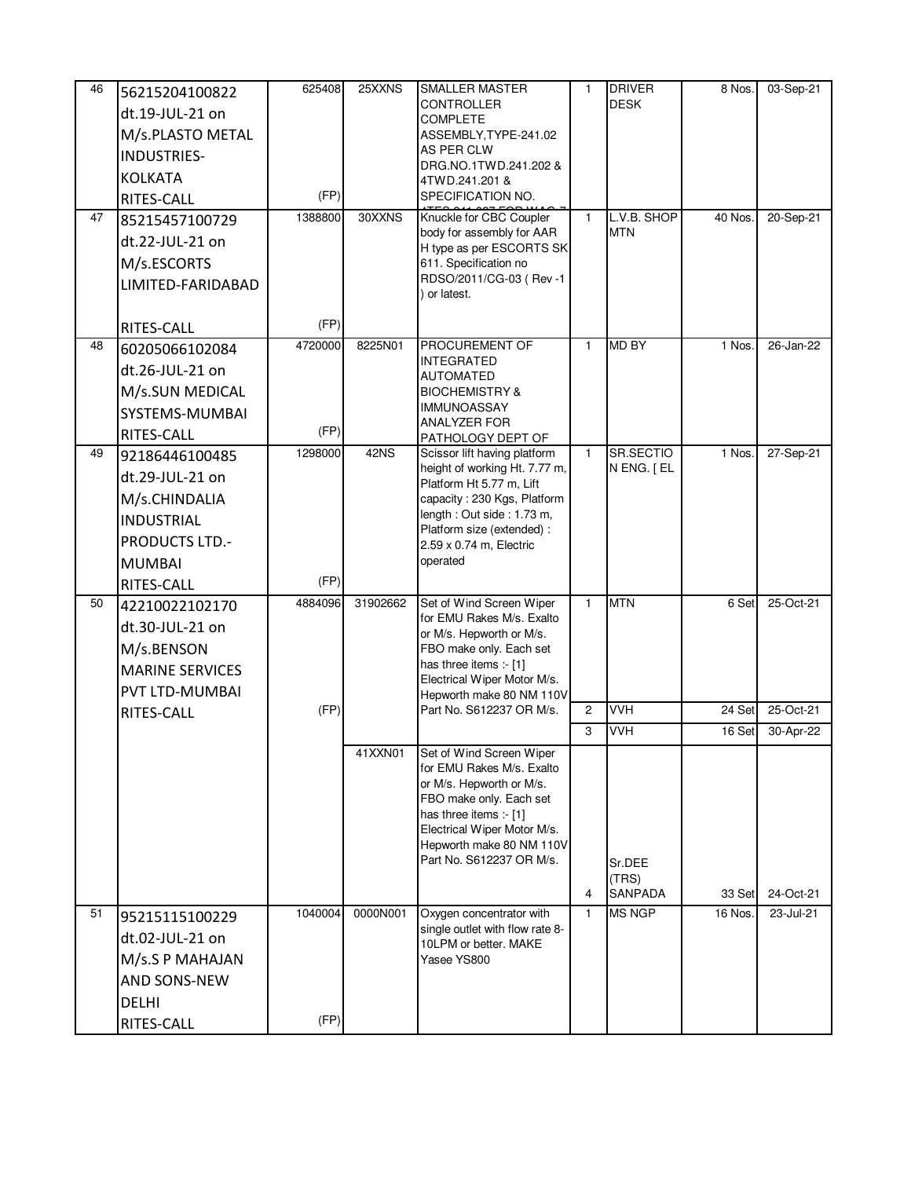| 46 | 56215204100822 dt.19-JUL-21 on M/s.PLASTO METAL INDUSTRIES-KOLKATA RITES-CALL | 625408 (FP) | 25XXNS | SMALLER MASTER CONTROLLER COMPLETE ASSEMBLY,TYPE-241.02 AS PER CLW DRG.NO.1TWD.241.202 & 4TWD.241.201 & SPECIFICATION NO. | 1 | DRIVER DESK | 8 Nos. | 03-Sep-21 |
|---|---|---|---|---|---|---|---|---|
| 47 | 85215457100729 dt.22-JUL-21 on M/s.ESCORTS LIMITED-FARIDABAD RITES-CALL | 1388800 (FP) | 30XXNS | Knuckle for CBC Coupler body for assembly for AAR H type as per ESCORTS SK 611. Specification no RDSO/2011/CG-03 ( Rev -1 ) or latest. | 1 | L.V.B. SHOP MTN | 40 Nos. | 20-Sep-21 |
| 48 | 60205066102084 dt.26-JUL-21 on M/s.SUN MEDICAL SYSTEMS-MUMBAI RITES-CALL | 4720000 (FP) | 8225N01 | PROCUREMENT OF INTEGRATED AUTOMATED BIOCHEMISTRY & IMMUNOASSAY ANALYZER FOR PATHOLOGY DEPT OF | 1 | MD BY | 1 Nos. | 26-Jan-22 |
| 49 | 92186446100485 dt.29-JUL-21 on M/s.CHINDALIA INDUSTRIAL PRODUCTS LTD.-MUMBAI RITES-CALL | 1298000 (FP) | 42NS | Scissor lift having platform height of working Ht. 7.77 m, Platform Ht 5.77 m, Lift capacity : 230 Kgs, Platform length : Out side : 1.73 m, Platform size (extended) : 2.59 x 0.74 m, Electric operated | 1 | SR.SECTIO N ENG. [ EL | 1 Nos. | 27-Sep-21 |
| 50 | 42210022102170 dt.30-JUL-21 on M/s.BENSON MARINE SERVICES PVT LTD-MUMBAI RITES-CALL | 4884096 (FP) | 31902662 | Set of Wind Screen Wiper for EMU Rakes M/s. Exalto or M/s. Hepworth or M/s. FBO make only. Each set has three items :- [1] Electrical Wiper Motor M/s. Hepworth make 80 NM 110V Part No. S612237 OR M/s. | 1 | MTN | 6 Set | 25-Oct-21 |
| | | | | | 2 | VVH | 24 Set | 25-Oct-21 |
| | | | | | 3 | VVH | 16 Set | 30-Apr-22 |
| | | | 41XXN01 | Set of Wind Screen Wiper for EMU Rakes M/s. Exalto or M/s. Hepworth or M/s. FBO make only. Each set has three items :- [1] Electrical Wiper Motor M/s. Hepworth make 80 NM 110V Part No. S612237 OR M/s. | 4 | Sr.DEE (TRS) SANPADA | 33 Set | 24-Oct-21 |
| 51 | 95215115100229 dt.02-JUL-21 on M/s.S P MAHAJAN AND SONS-NEW DELHI RITES-CALL | 1040004 (FP) | 0000N001 | Oxygen concentrator with single outlet with flow rate 8-10LPM or better. MAKE Yasee YS800 | 1 | MS NGP | 16 Nos. | 23-Jul-21 |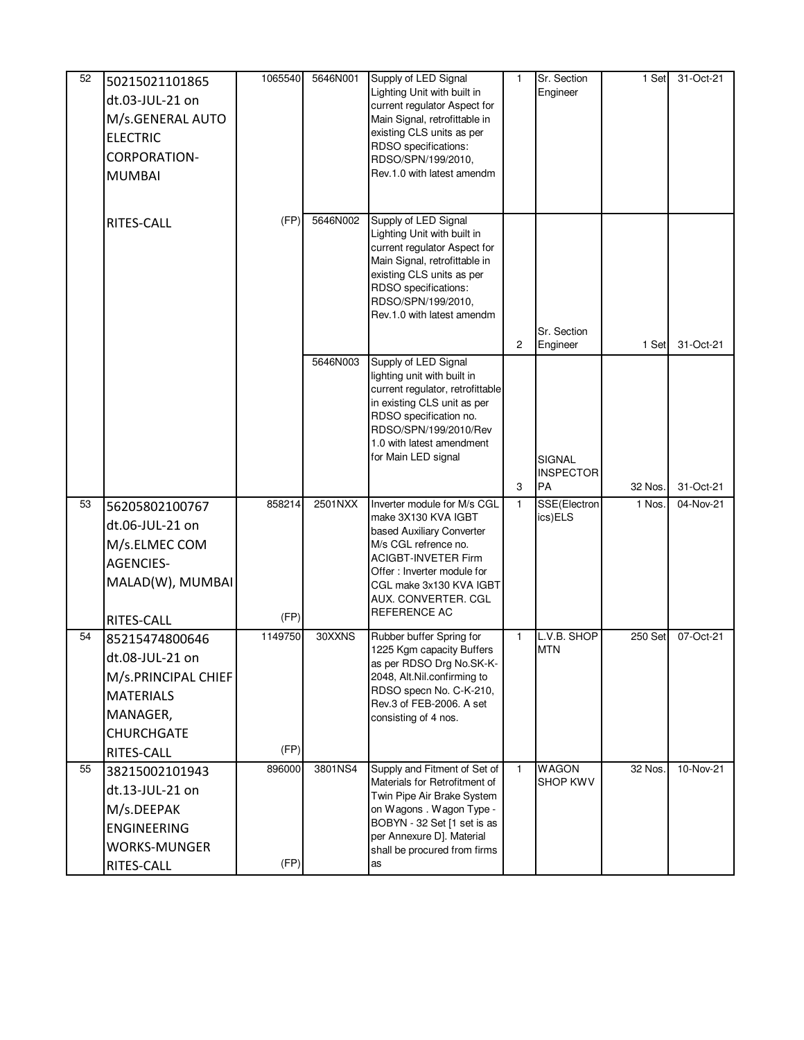| 52 | 50215021101865 dt.03-JUL-21 on M/s.GENERAL AUTO ELECTRIC CORPORATION-MUMBAI RITES-CALL | 1065540 (FP) | 5646N001 | Supply of LED Signal Lighting Unit with built in current regulator Aspect for Main Signal, retrofittable in existing CLS units as per RDSO specifications: RDSO/SPN/199/2010, Rev.1.0 with latest amendm | 1 | Sr. Section Engineer | 1 Set | 31-Oct-21 |
|---|---|---|---|---|---|---|---|---|
| | | | 5646N002 | Supply of LED Signal Lighting Unit with built in current regulator Aspect for Main Signal, retrofittable in existing CLS units as per RDSO specifications: RDSO/SPN/199/2010, Rev.1.0 with latest amendm | 2 | Sr. Section Engineer | 1 Set | 31-Oct-21 |
| | | | 5646N003 | Supply of LED Signal lighting unit with built in current regulator, retrofittable in existing CLS unit as per RDSO specification no. RDSO/SPN/199/2010/Rev 1.0 with latest amendment for Main LED signal | 3 | SIGNAL INSPECTOR PA | 32 Nos. | 31-Oct-21 |
| 53 | 56205802100767 dt.06-JUL-21 on M/s.ELMEC COM AGENCIES-MALAD(W), MUMBAI RITES-CALL | 858214 (FP) | 2501NXX | Inverter module for M/s CGL make 3X130 KVA IGBT based Auxiliary Converter M/s CGL refrence no. ACIGBT-INVETER Firm Offer : Inverter module for CGL make 3x130 KVA IGBT AUX. CONVERTER. CGL REFERENCE AC | 1 | SSE(Electronics)ELS | 1 Nos. | 04-Nov-21 |
| 54 | 85215474800646 dt.08-JUL-21 on M/s.PRINCIPAL CHIEF MATERIALS MANAGER, CHURCHGATE RITES-CALL | 1149750 (FP) | 30XXNS | Rubber buffer Spring for 1225 Kgm capacity Buffers as per RDSO Drg No.SK-K-2048, Alt.Nil.confirming to RDSO specn No. C-K-210, Rev.3 of FEB-2006. A set consisting of 4 nos. | 1 | L.V.B. SHOP MTN | 250 Set | 07-Oct-21 |
| 55 | 38215002101943 dt.13-JUL-21 on M/s.DEEPAK ENGINEERING WORKS-MUNGER RITES-CALL | 896000 (FP) | 3801NS4 | Supply and Fitment of Set of Materials for Retrofitment of Twin Pipe Air Brake System on Wagons . Wagon Type - BOBYN - 32 Set [1 set is as per Annexure D]. Material shall be procured from firms as | 1 | WAGON SHOP KWV | 32 Nos. | 10-Nov-21 |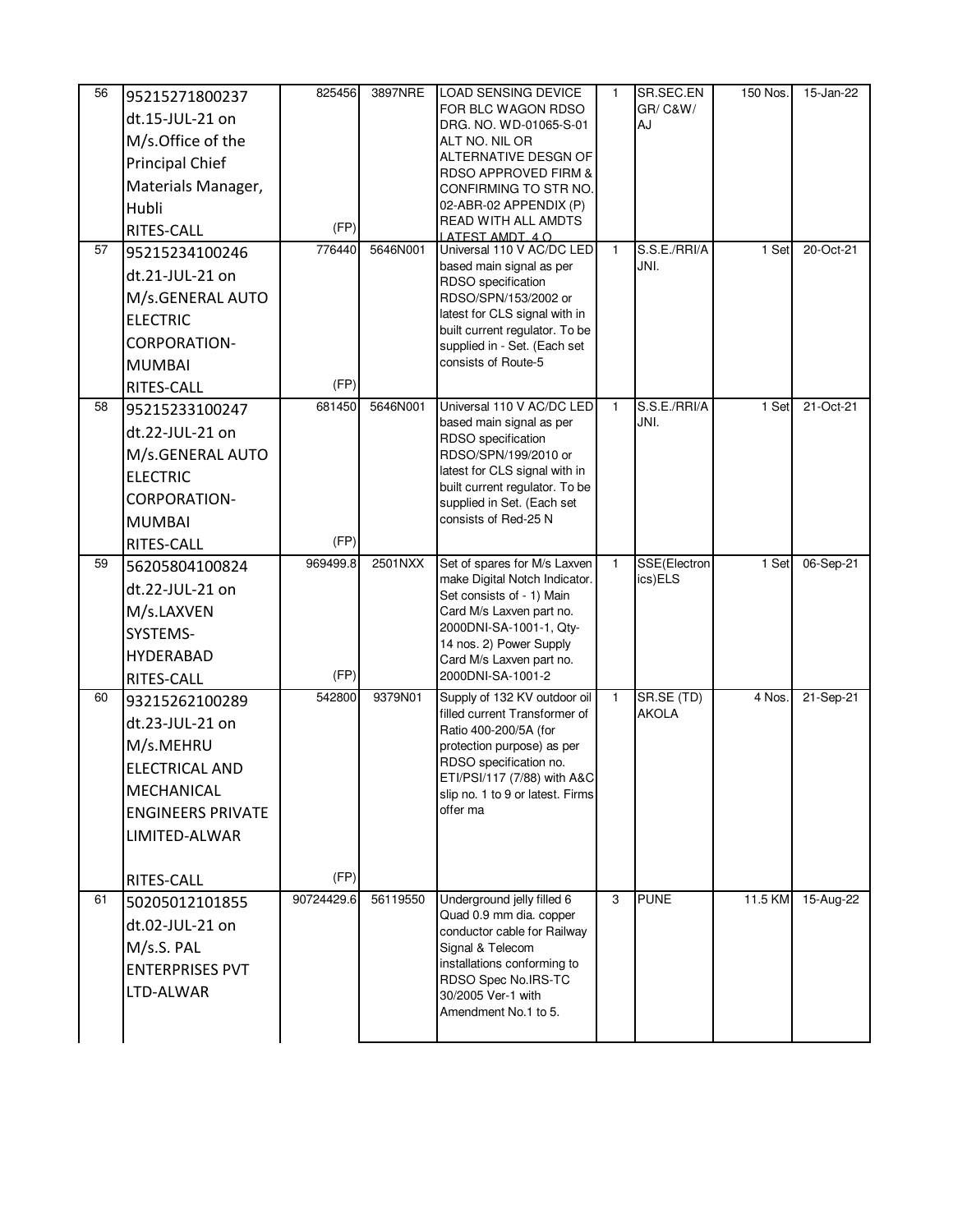| 56 | 95215271800237 dt.15-JUL-21 on M/s.Office of the Principal Chief Materials Manager, Hubli RITES-CALL | 825456 (FP) | 3897NRE | LOAD SENSING DEVICE FOR BLC WAGON RDSO DRG. NO. WD-01065-S-01 ALT NO. NIL OR ALTERNATIVE DESGN OF RDSO APPROVED FIRM & CONFIRMING TO STR NO. 02-ABR-02 APPENDIX (P) READ WITH ALL AMDTS LATEST AMDT. 4 O | 1 | SR.SEC.EN GR/ C&W/ AJ | 150 Nos. | 15-Jan-22 |
|---|---|---|---|---|---|---|---|---|
| 57 | 95215234100246 dt.21-JUL-21 on M/s.GENERAL AUTO ELECTRIC CORPORATION-MUMBAI RITES-CALL | 776440 (FP) | 5646N001 | Universal 110 V AC/DC LED based main signal as per RDSO specification RDSO/SPN/153/2002 or latest for CLS signal with in built current regulator. To be supplied in - Set. (Each set consists of Route-5 | 1 | S.S.E./RRI/A JNI. | 1 Set | 20-Oct-21 |
| 58 | 95215233100247 dt.22-JUL-21 on M/s.GENERAL AUTO ELECTRIC CORPORATION-MUMBAI RITES-CALL | 681450 (FP) | 5646N001 | Universal 110 V AC/DC LED based main signal as per RDSO specification RDSO/SPN/199/2010 or latest for CLS signal with in built current regulator. To be supplied in Set. (Each set consists of Red-25 N | 1 | S.S.E./RRI/A JNI. | 1 Set | 21-Oct-21 |
| 59 | 56205804100824 dt.22-JUL-21 on M/s.LAXVEN SYSTEMS-HYDERABAD RITES-CALL | 969499.8 (FP) | 2501NXX | Set of spares for M/s Laxven make Digital Notch Indicator. Set consists of - 1) Main Card M/s Laxven part no. 2000DNI-SA-1001-1, Qty-14 nos. 2) Power Supply Card M/s Laxven part no. 2000DNI-SA-1001-2 | 1 | SSE(Electronics)ELS | 1 Set | 06-Sep-21 |
| 60 | 93215262100289 dt.23-JUL-21 on M/s.MEHRU ELECTRICAL AND MECHANICAL ENGINEERS PRIVATE LIMITED-ALWAR RITES-CALL | 542800 (FP) | 9379N01 | Supply of 132 KV outdoor oil filled current Transformer of Ratio 400-200/5A (for protection purpose) as per RDSO specification no. ETI/PSI/117 (7/88) with A&C slip no. 1 to 9 or latest. Firms offer ma | 1 | SR.SE (TD) AKOLA | 4 Nos. | 21-Sep-21 |
| 61 | 50205012101855 dt.02-JUL-21 on M/s.S. PAL ENTERPRISES PVT LTD-ALWAR | 90724429.6 | 56119550 | Underground jelly filled 6 Quad 0.9 mm dia. copper conductor cable for Railway Signal & Telecom installations conforming to RDSO Spec No.IRS-TC 30/2005 Ver-1 with Amendment No.1 to 5. | 3 | PUNE | 11.5 KM | 15-Aug-22 |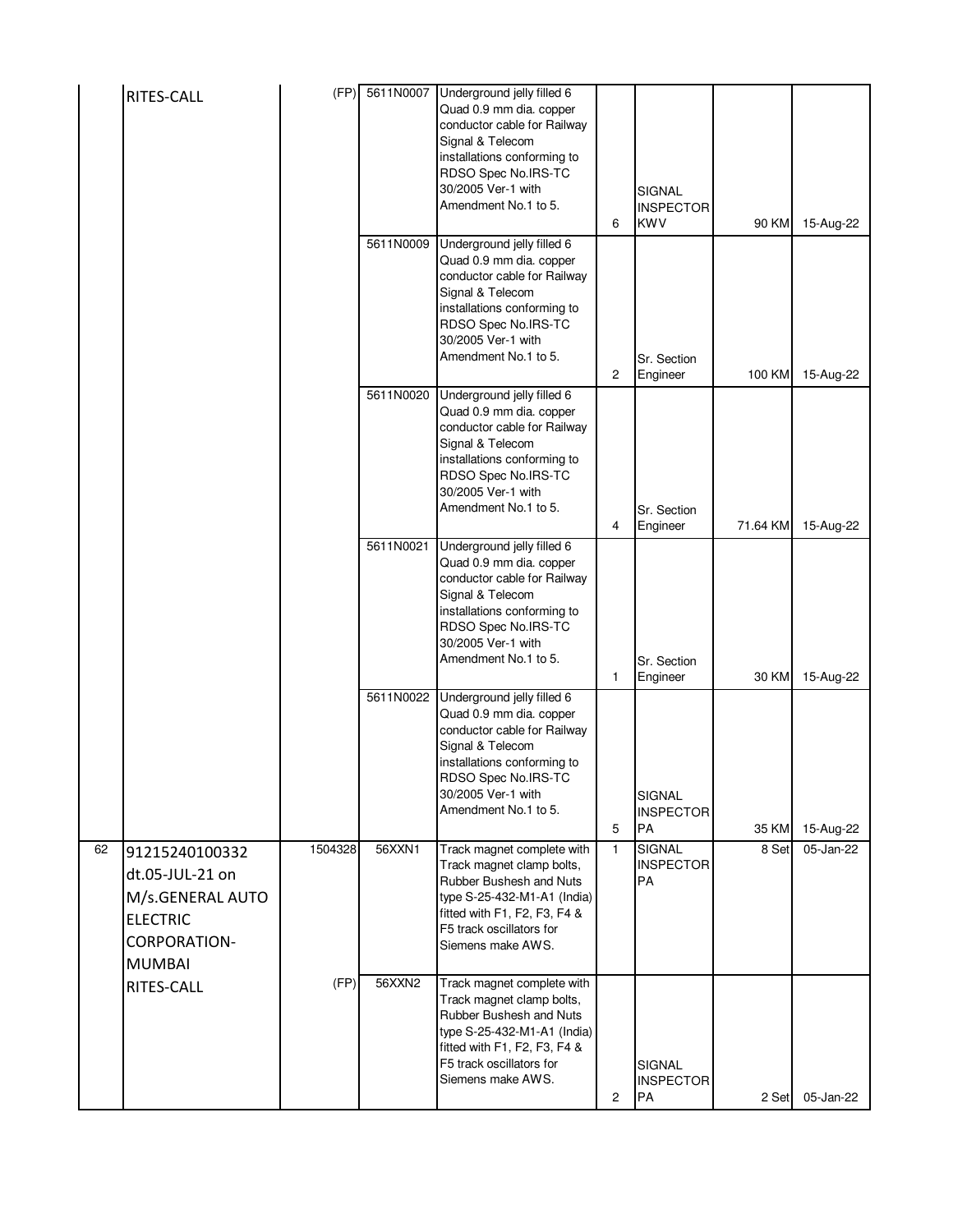|  |  |  |  |  |  |  |  |  |
|---|---|---|---|---|---|---|---|---|
|  | RITES-CALL | (FP) | 5611N0007 | Underground jelly filled 6 Quad 0.9 mm dia. copper conductor cable for Railway Signal & Telecom installations conforming to RDSO Spec No.IRS-TC 30/2005 Ver-1 with Amendment No.1 to 5. | 6 | SIGNAL INSPECTOR KWV | 90 KM | 15-Aug-22 |
|  |  |  | 5611N0009 | Underground jelly filled 6 Quad 0.9 mm dia. copper conductor cable for Railway Signal & Telecom installations conforming to RDSO Spec No.IRS-TC 30/2005 Ver-1 with Amendment No.1 to 5. | 2 | Sr. Section Engineer | 100 KM | 15-Aug-22 |
|  |  |  | 5611N0020 | Underground jelly filled 6 Quad 0.9 mm dia. copper conductor cable for Railway Signal & Telecom installations conforming to RDSO Spec No.IRS-TC 30/2005 Ver-1 with Amendment No.1 to 5. | 4 | Sr. Section Engineer | 71.64 KM | 15-Aug-22 |
|  |  |  | 5611N0021 | Underground jelly filled 6 Quad 0.9 mm dia. copper conductor cable for Railway Signal & Telecom installations conforming to RDSO Spec No.IRS-TC 30/2005 Ver-1 with Amendment No.1 to 5. | 1 | Sr. Section Engineer | 30 KM | 15-Aug-22 |
|  |  |  | 5611N0022 | Underground jelly filled 6 Quad 0.9 mm dia. copper conductor cable for Railway Signal & Telecom installations conforming to RDSO Spec No.IRS-TC 30/2005 Ver-1 with Amendment No.1 to 5. | 5 | SIGNAL INSPECTOR PA | 35 KM | 15-Aug-22 |
| 62 | 91215240100332 dt.05-JUL-21 on M/s.GENERAL AUTO ELECTRIC CORPORATION-MUMBAI | 1504328 | 56XXN1 | Track magnet complete with Track magnet clamp bolts, Rubber Bushesh and Nuts type S-25-432-M1-A1 (India) fitted with F1, F2, F3, F4 & F5 track oscillators for Siemens make AWS. | 1 | SIGNAL INSPECTOR PA | 8 Set | 05-Jan-22 |
|  | RITES-CALL | (FP) | 56XXN2 | Track magnet complete with Track magnet clamp bolts, Rubber Bushesh and Nuts type S-25-432-M1-A1 (India) fitted with F1, F2, F3, F4 & F5 track oscillators for Siemens make AWS. | 2 | SIGNAL INSPECTOR PA | 2 Set | 05-Jan-22 |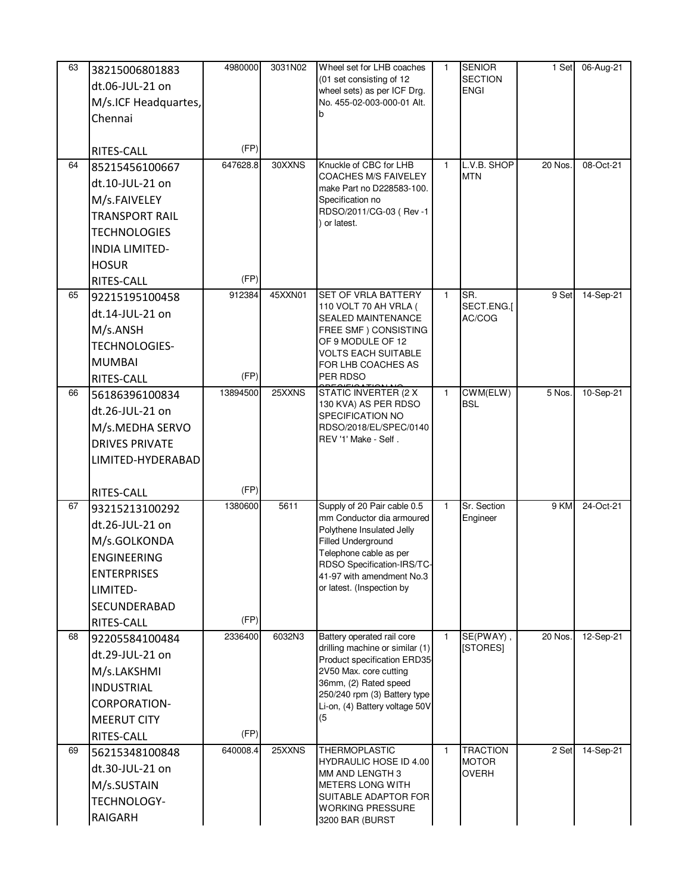| 63 | 38215006801883 dt.06-JUL-21 on M/s.ICF Headquartes, Chennai RITES-CALL | 4980000 (FP) | 3031N02 | Wheel set for LHB coaches (01 set consisting of 12 wheel sets) as per ICF Drg. No. 455-02-003-000-01 Alt. b | 1 | SENIOR SECTION ENGI | 1 Set | 06-Aug-21 |
|---|---|---|---|---|---|---|---|---|
| 64 | 85215456100667 dt.10-JUL-21 on M/s.FAIVELEY TRANSPORT RAIL TECHNOLOGIES INDIA LIMITED-HOSUR RITES-CALL | 647628.8 (FP) | 30XXNS | Knuckle of CBC for LHB COACHES M/S FAIVELEY make Part no D228583-100. Specification no RDSO/2011/CG-03 ( Rev -1 ) or latest. | 1 | L.V.B. SHOP MTN | 20 Nos. | 08-Oct-21 |
| 65 | 92215195100458 dt.14-JUL-21 on M/s.ANSH TECHNOLOGIES-MUMBAI RITES-CALL | 912384 (FP) | 45XXN01 | SET OF VRLA BATTERY 110 VOLT 70 AH VRLA ( SEALED MAINTENANCE FREE SMF ) CONSISTING OF 9 MODULE OF 12 VOLTS EACH SUITABLE FOR LHB COACHES AS PER RDSO SPECIFICATION NO | 1 | SR. SECT.ENG.[ AC/COG | 9 Set | 14-Sep-21 |
| 66 | 56186396100834 dt.26-JUL-21 on M/s.MEDHA SERVO DRIVES PRIVATE LIMITED-HYDERABAD RITES-CALL | 13894500 (FP) | 25XXNS | STATIC INVERTER (2 X 130 KVA) AS PER RDSO SPECIFICATION NO RDSO/2018/EL/SPEC/0140 REV '1' Make - Self . | 1 | CWM(ELW) BSL | 5 Nos. | 10-Sep-21 |
| 67 | 93215213100292 dt.26-JUL-21 on M/s.GOLKONDA ENGINEERING ENTERPRISES LIMITED-SECUNDERABAD RITES-CALL | 1380600 (FP) | 5611 | Supply of 20 Pair cable 0.5 mm Conductor dia armoured Polythene Insulated Jelly Filled Underground Telephone cable as per RDSO Specification-IRS/TC-41-97 with amendment No.3 or latest. (Inspection by | 1 | Sr. Section Engineer | 9 KM | 24-Oct-21 |
| 68 | 92205584100484 dt.29-JUL-21 on M/s.LAKSHMI INDUSTRIAL CORPORATION-MEERUT CITY RITES-CALL | 2336400 (FP) | 6032N3 | Battery operated rail core drilling machine or similar (1) Product specification ERD35-2V50 Max. core cutting 36mm, (2) Rated speed 250/240 rpm (3) Battery type Li-on, (4) Battery voltage 50V (5 | 1 | SE(PWAY) , [STORES] | 20 Nos. | 12-Sep-21 |
| 69 | 56215348100848 dt.30-JUL-21 on M/s.SUSTAIN TECHNOLOGY-RAIGARH | 640008.4 | 25XXNS | THERMOPLASTIC HYDRAULIC HOSE ID 4.00 MM AND LENGTH 3 METERS LONG WITH SUITABLE ADAPTOR FOR WORKING PRESSURE 3200 BAR (BURST | 1 | TRACTION MOTOR OVERH | 2 Set | 14-Sep-21 |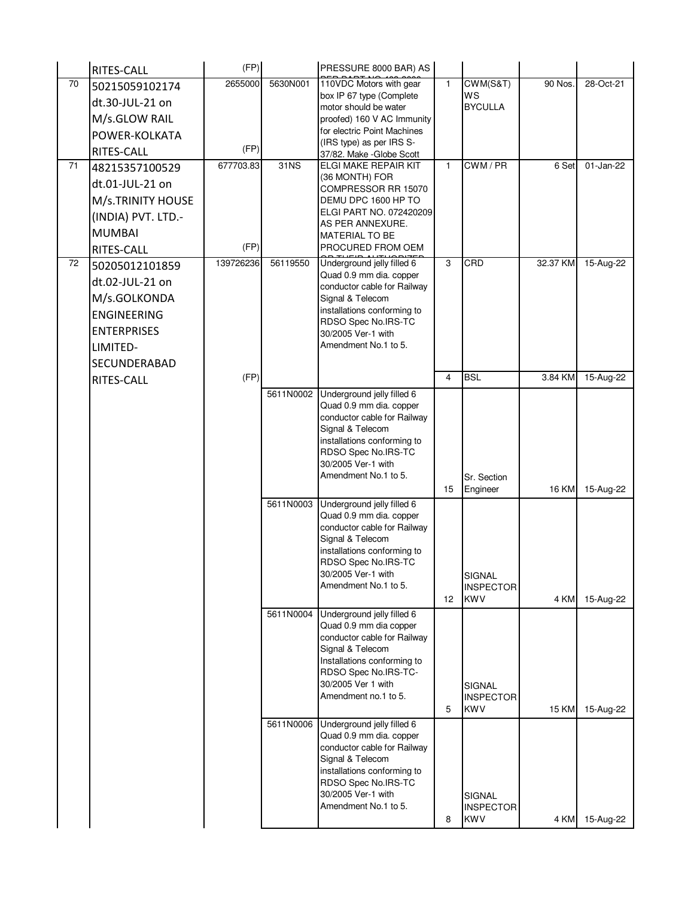| | | | | | | | | |
|---|---|---|---|---|---|---|---|---|
| | RITES-CALL | (FP) | | PRESSURE 8000 BAR) AS PER PART NO. 430 0000 | | | | |
| 70 | 50215059102174 dt.30-JUL-21 on M/s.GLOW RAIL POWER-KOLKATA RITES-CALL | 2655000 (FP) | 5630N001 | 110VDC Motors with gear box IP 67 type (Complete motor should be water proofed) 160 V AC Immunity for electric Point Machines (IRS type) as per IRS S-37/82. Make -Globe Scott | 1 | CWM(S&T) WS BYCULLA | 90 Nos. | 28-Oct-21 |
| 71 | 48215357100529 dt.01-JUL-21 on M/s.TRINITY HOUSE (INDIA) PVT. LTD.-MUMBAI RITES-CALL | 677703.83 (FP) | 31NS | ELGI MAKE REPAIR KIT (36 MONTH) FOR COMPRESSOR RR 15070 DEMU DPC 1600 HP TO ELGI PART NO. 072420209 AS PER ANNEXURE. MATERIAL TO BE PROCURED FROM OEM OR THEIR AUTHORIZED | 1 | CWM / PR | 6 Set | 01-Jan-22 |
| 72 | 50205012101859 dt.02-JUL-21 on M/s.GOLKONDA ENGINEERING ENTERPRISES LIMITED-SECUNDERABAD RITES-CALL | 139726236 (FP) | 56119550 | Underground jelly filled 6 Quad 0.9 mm dia. copper conductor cable for Railway Signal & Telecom installations conforming to RDSO Spec No.IRS-TC 30/2005 Ver-1 with Amendment No.1 to 5. | 3 | CRD | 32.37 KM | 15-Aug-22 |
| | | | | | 4 | BSL | 3.84 KM | 15-Aug-22 |
| | | | 5611N0002 | Underground jelly filled 6 Quad 0.9 mm dia. copper conductor cable for Railway Signal & Telecom installations conforming to RDSO Spec No.IRS-TC 30/2005 Ver-1 with Amendment No.1 to 5. | 15 | Sr. Section Engineer | 16 KM | 15-Aug-22 |
| | | | 5611N0003 | Underground jelly filled 6 Quad 0.9 mm dia. copper conductor cable for Railway Signal & Telecom installations conforming to RDSO Spec No.IRS-TC 30/2005 Ver-1 with Amendment No.1 to 5. | 12 | SIGNAL INSPECTOR KWV | 4 KM | 15-Aug-22 |
| | | | 5611N0004 | Underground jelly filled 6 Quad 0.9 mm dia copper conductor cable for Railway Signal & Telecom Installations conforming to RDSO Spec No.IRS-TC-30/2005 Ver 1 with Amendment no.1 to 5. | 5 | SIGNAL INSPECTOR KWV | 15 KM | 15-Aug-22 |
| | | | 5611N0006 | Underground jelly filled 6 Quad 0.9 mm dia. copper conductor cable for Railway Signal & Telecom installations conforming to RDSO Spec No.IRS-TC 30/2005 Ver-1 with Amendment No.1 to 5. | 8 | SIGNAL INSPECTOR KWV | 4 KM | 15-Aug-22 |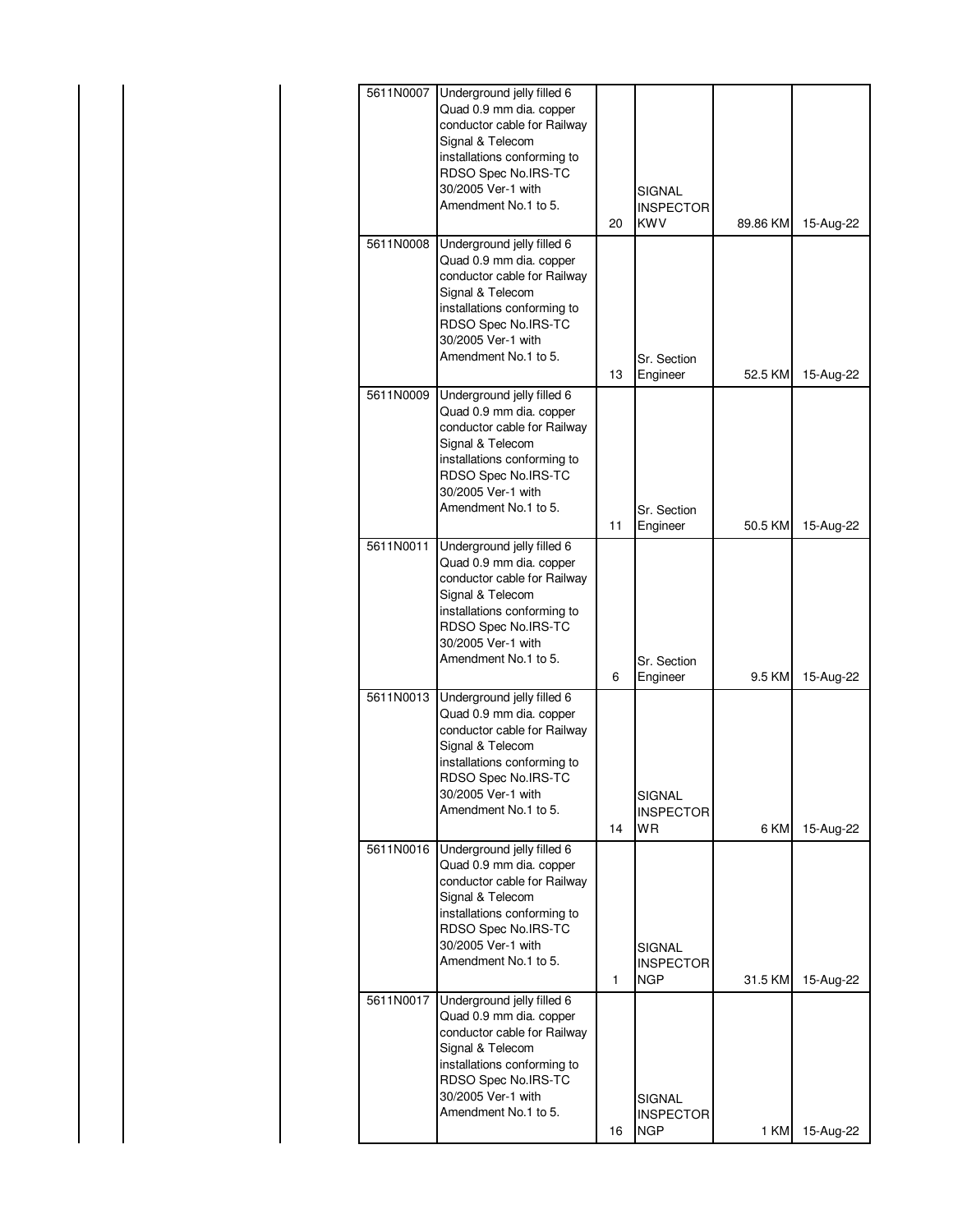| | | | | | | | |
|---|---|---|---|---|---|---|---|
| | | 5611N0007 | Underground jelly filled 6 Quad 0.9 mm dia. copper conductor cable for Railway Signal & Telecom installations conforming to RDSO Spec No.IRS-TC 30/2005 Ver-1 with Amendment No.1 to 5. | 20 | SIGNAL INSPECTOR KWV | 89.86 KM | 15-Aug-22 |
| | | 5611N0008 | Underground jelly filled 6 Quad 0.9 mm dia. copper conductor cable for Railway Signal & Telecom installations conforming to RDSO Spec No.IRS-TC 30/2005 Ver-1 with Amendment No.1 to 5. | 13 | Sr. Section Engineer | 52.5 KM | 15-Aug-22 |
| | | 5611N0009 | Underground jelly filled 6 Quad 0.9 mm dia. copper conductor cable for Railway Signal & Telecom installations conforming to RDSO Spec No.IRS-TC 30/2005 Ver-1 with Amendment No.1 to 5. | 11 | Sr. Section Engineer | 50.5 KM | 15-Aug-22 |
| | | 5611N0011 | Underground jelly filled 6 Quad 0.9 mm dia. copper conductor cable for Railway Signal & Telecom installations conforming to RDSO Spec No.IRS-TC 30/2005 Ver-1 with Amendment No.1 to 5. | 6 | Sr. Section Engineer | 9.5 KM | 15-Aug-22 |
| | | 5611N0013 | Underground jelly filled 6 Quad 0.9 mm dia. copper conductor cable for Railway Signal & Telecom installations conforming to RDSO Spec No.IRS-TC 30/2005 Ver-1 with Amendment No.1 to 5. | 14 | SIGNAL INSPECTOR WR | 6 KM | 15-Aug-22 |
| | | 5611N0016 | Underground jelly filled 6 Quad 0.9 mm dia. copper conductor cable for Railway Signal & Telecom installations conforming to RDSO Spec No.IRS-TC 30/2005 Ver-1 with Amendment No.1 to 5. | 1 | SIGNAL INSPECTOR NGP | 31.5 KM | 15-Aug-22 |
| | | 5611N0017 | Underground jelly filled 6 Quad 0.9 mm dia. copper conductor cable for Railway Signal & Telecom installations conforming to RDSO Spec No.IRS-TC 30/2005 Ver-1 with Amendment No.1 to 5. | 16 | SIGNAL INSPECTOR NGP | 1 KM | 15-Aug-22 |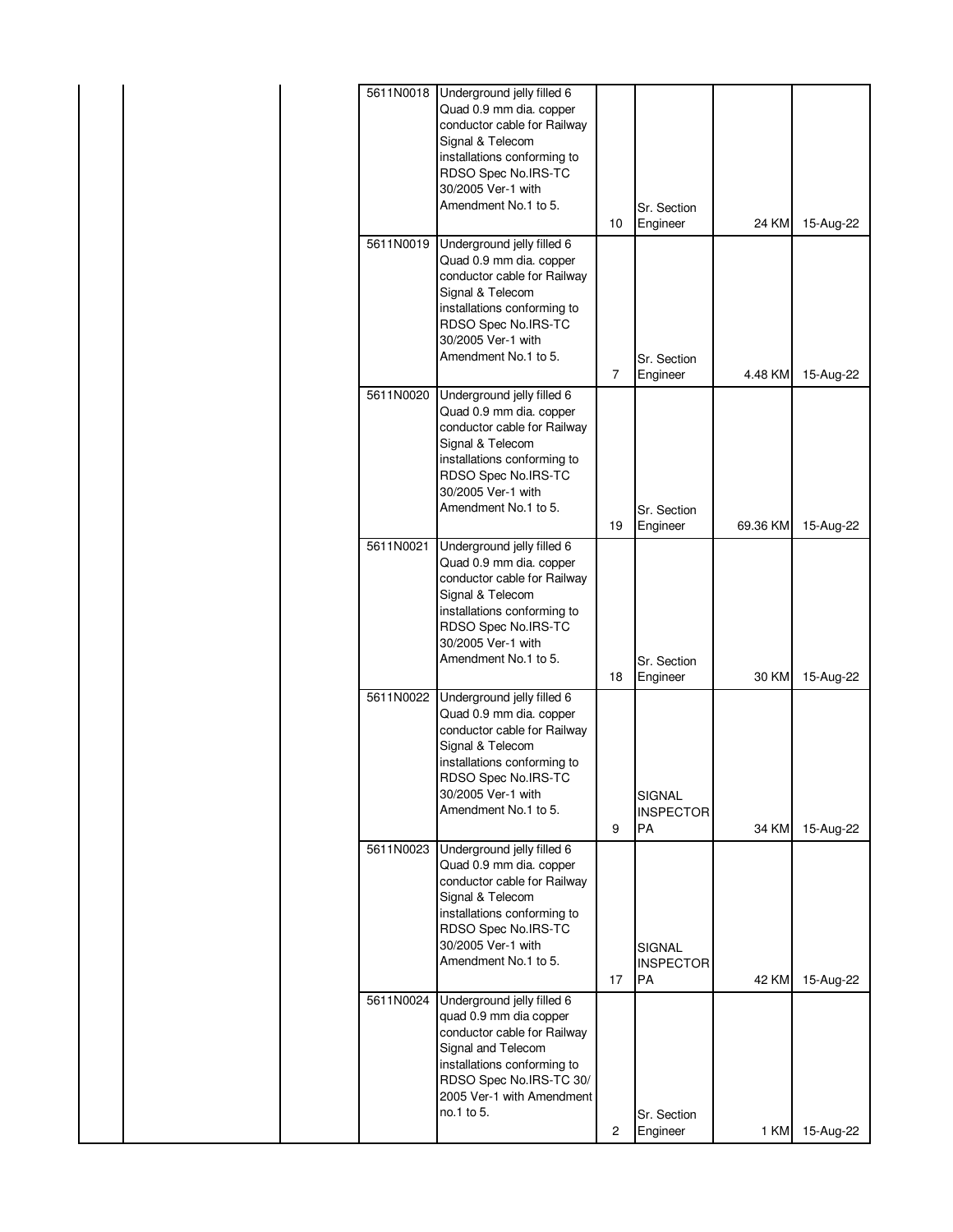| | | | | | | | | |
|---|---|---|---|---|---|---|---|---|
| | | | 5611N0018 | Underground jelly filled 6 Quad 0.9 mm dia. copper conductor cable for Railway Signal & Telecom installations conforming to RDSO Spec No.IRS-TC 30/2005 Ver-1 with Amendment No.1 to 5. | 10 | Sr. Section Engineer | 24 KM | 15-Aug-22 |
| | | | 5611N0019 | Underground jelly filled 6 Quad 0.9 mm dia. copper conductor cable for Railway Signal & Telecom installations conforming to RDSO Spec No.IRS-TC 30/2005 Ver-1 with Amendment No.1 to 5. | 7 | Sr. Section Engineer | 4.48 KM | 15-Aug-22 |
| | | | 5611N0020 | Underground jelly filled 6 Quad 0.9 mm dia. copper conductor cable for Railway Signal & Telecom installations conforming to RDSO Spec No.IRS-TC 30/2005 Ver-1 with Amendment No.1 to 5. | 19 | Sr. Section Engineer | 69.36 KM | 15-Aug-22 |
| | | | 5611N0021 | Underground jelly filled 6 Quad 0.9 mm dia. copper conductor cable for Railway Signal & Telecom installations conforming to RDSO Spec No.IRS-TC 30/2005 Ver-1 with Amendment No.1 to 5. | 18 | Sr. Section Engineer | 30 KM | 15-Aug-22 |
| | | | 5611N0022 | Underground jelly filled 6 Quad 0.9 mm dia. copper conductor cable for Railway Signal & Telecom installations conforming to RDSO Spec No.IRS-TC 30/2005 Ver-1 with Amendment No.1 to 5. | 9 | SIGNAL INSPECTOR PA | 34 KM | 15-Aug-22 |
| | | | 5611N0023 | Underground jelly filled 6 Quad 0.9 mm dia. copper conductor cable for Railway Signal & Telecom installations conforming to RDSO Spec No.IRS-TC 30/2005 Ver-1 with Amendment No.1 to 5. | 17 | SIGNAL INSPECTOR PA | 42 KM | 15-Aug-22 |
| | | | 5611N0024 | Underground jelly filled 6 quad 0.9 mm dia copper conductor cable for Railway Signal and Telecom installations conforming to RDSO Spec No.IRS-TC 30/ 2005 Ver-1 with Amendment no.1 to 5. | 2 | Sr. Section Engineer | 1 KM | 15-Aug-22 |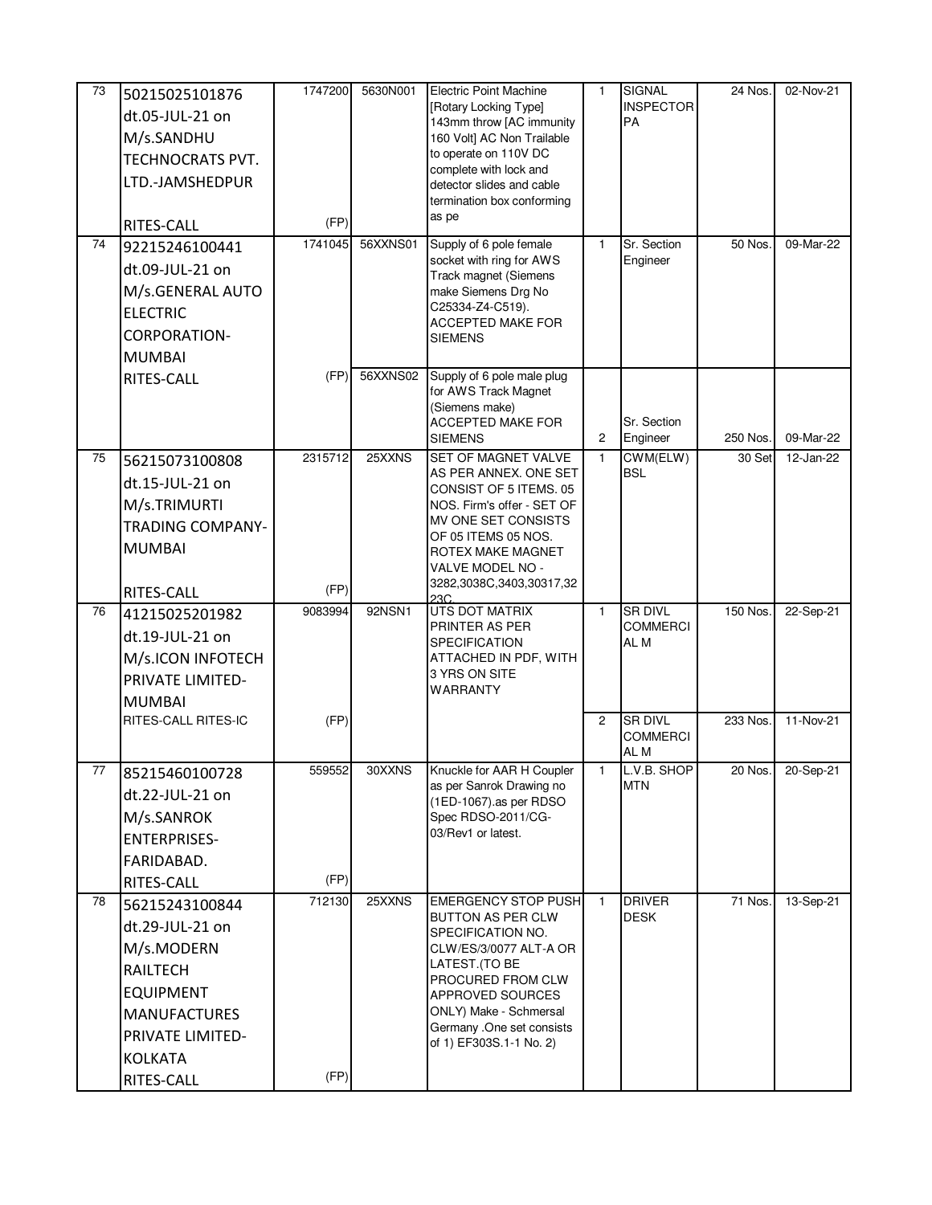| 73 | 50215025101876 dt.05-JUL-21 on M/s.SANDHU TECHNOCRATS PVT. LTD.-JAMSHEDPUR RITES-CALL | 1747200 (FP) | 5630N001 | Electric Point Machine [Rotary Locking Type] 143mm throw [AC immunity 160 Volt] AC Non Trailable to operate on 110V DC complete with lock and detector slides and cable termination box conforming as pe | 1 | SIGNAL INSPECTOR PA | 24 Nos. | 02-Nov-21 |
|---|---|---|---|---|---|---|---|---|
| 74 | 92215246100441 dt.09-JUL-21 on M/s.GENERAL AUTO ELECTRIC CORPORATION-MUMBAI RITES-CALL | 1741045 (FP) | 56XXNS01 | Supply of 6 pole female socket with ring for AWS Track magnet (Siemens make Siemens Drg No C25334-Z4-C519). ACCEPTED MAKE FOR SIEMENS | 1 | Sr. Section Engineer | 50 Nos. | 09-Mar-22 |
| | | | 56XXNS02 | Supply of 6 pole male plug for AWS Track Magnet (Siemens make) ACCEPTED MAKE FOR SIEMENS | 2 | Sr. Section Engineer | 250 Nos. | 09-Mar-22 |
| 75 | 56215073100808 dt.15-JUL-21 on M/s.TRIMURTI TRADING COMPANY-MUMBAI RITES-CALL | 2315712 (FP) | 25XXNS | SET OF MAGNET VALVE AS PER ANNEX. ONE SET CONSIST OF 5 ITEMS. 05 NOS. Firm's offer - SET OF MV ONE SET CONSISTS OF 05 ITEMS 05 NOS. ROTEX MAKE MAGNET VALVE MODEL NO - 3282,3038C,3403,30317,3223C | 1 | CWM(ELW) BSL | 30 Set | 12-Jan-22 |
| 76 | 41215025201982 dt.19-JUL-21 on M/s.ICON INFOTECH PRIVATE LIMITED-MUMBAI RITES-CALL RITES-IC | 9083994 (FP) | 92NSN1 | UTS DOT MATRIX PRINTER AS PER SPECIFICATION ATTACHED IN PDF, WITH 3 YRS ON SITE WARRANTY | 1 | SR DIVL COMMERCIAL M | 150 Nos. | 22-Sep-21 |
| | | | | | 2 | SR DIVL COMMERCIAL M | 233 Nos. | 11-Nov-21 |
| 77 | 85215460100728 dt.22-JUL-21 on M/s.SANROK ENTERPRISES-FARIDABAD. RITES-CALL | 559552 (FP) | 30XXNS | Knuckle for AAR H Coupler as per Sanrok Drawing no (1ED-1067).as per RDSO Spec RDSO-2011/CG-03/Rev1 or latest. | 1 | L.V.B. SHOP MTN | 20 Nos. | 20-Sep-21 |
| 78 | 56215243100844 dt.29-JUL-21 on M/s.MODERN RAILTECH EQUIPMENT MANUFACTURES PRIVATE LIMITED-KOLKATA RITES-CALL | 712130 (FP) | 25XXNS | EMERGENCY STOP PUSH BUTTON AS PER CLW SPECIFICATION NO. CLW/ES/3/0077 ALT-A OR LATEST.(TO BE PROCURED FROM CLW APPROVED SOURCES ONLY) Make - Schmersal Germany .One set consists of 1) EF303S.1-1 No. 2) | 1 | DRIVER DESK | 71 Nos. | 13-Sep-21 |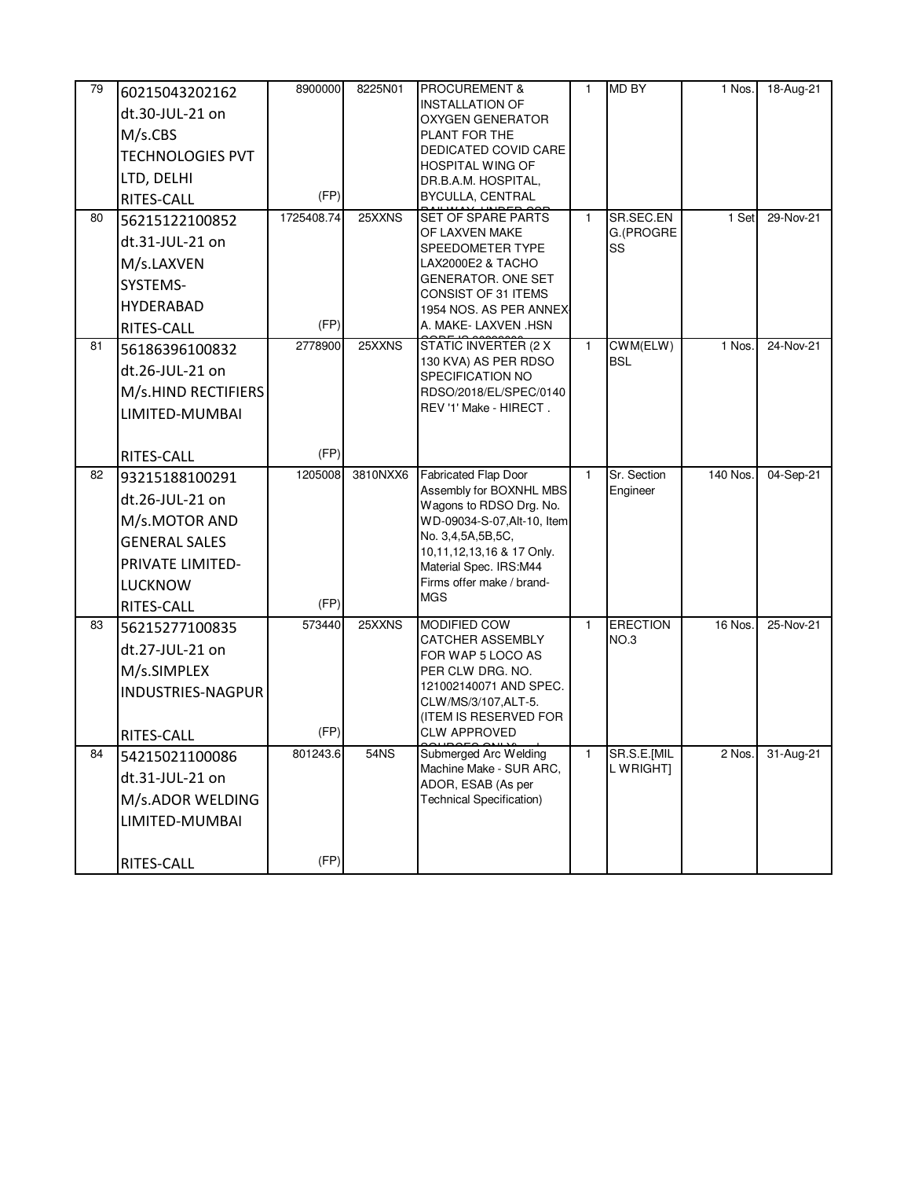| | | | | | | | | |
|---|---|---|---|---|---|---|---|---|
| 79 | 60215043202162 dt.30-JUL-21 on M/s.CBS TECHNOLOGIES PVT LTD, DELHI RITES-CALL | 8900000 (FP) | 8225N01 | PROCUREMENT & INSTALLATION OF OXYGEN GENERATOR PLANT FOR THE DEDICATED COVID CARE HOSPITAL WING OF DR.B.A.M. HOSPITAL, BYCULLA, CENTRAL RAILWAY UNDER CCR | 1 | MD BY | 1 Nos. | 18-Aug-21 |
| 80 | 56215122100852 dt.31-JUL-21 on M/s.LAXVEN SYSTEMS-HYDERABAD RITES-CALL | 1725408.74 (FP) | 25XXNS | SET OF SPARE PARTS OF LAXVEN MAKE SPEEDOMETER TYPE LAX2000E2 & TACHO GENERATOR. ONE SET CONSIST OF 31 ITEMS 1954 NOS. AS PER ANNEX-A. MAKE- LAXVEN .HSN CODE IS 90299000 | 1 | SR.SEC.ENG.(PROGRESS | 1 Set | 29-Nov-21 |
| 81 | 56186396100832 dt.26-JUL-21 on M/s.HIND RECTIFIERS LIMITED-MUMBAI RITES-CALL | 2778900 (FP) | 25XXNS | STATIC INVERTER (2 X 130 KVA) AS PER RDSO SPECIFICATION NO RDSO/2018/EL/SPEC/0140 REV '1' Make - HIRECT . | 1 | CWM(ELW) BSL | 1 Nos. | 24-Nov-21 |
| 82 | 93215188100291 dt.26-JUL-21 on M/s.MOTOR AND GENERAL SALES PRIVATE LIMITED-LUCKNOW RITES-CALL | 1205008 (FP) | 3810NXX6 | Fabricated Flap Door Assembly for BOXNHL MBS Wagons to RDSO Drg. No. WD-09034-S-07,Alt-10, Item No. 3,4,5A,5B,5C, 10,11,12,13,16 & 17 Only. Material Spec. IRS:M44 Firms offer make / brand-MGS | 1 | Sr. Section Engineer | 140 Nos. | 04-Sep-21 |
| 83 | 56215277100835 dt.27-JUL-21 on M/s.SIMPLEX INDUSTRIES-NAGPUR RITES-CALL | 573440 (FP) | 25XXNS | MODIFIED COW CATCHER ASSEMBLY FOR WAP 5 LOCO AS PER CLW DRG. NO. 121002140071 AND SPEC. CLW/MS/3/107,ALT-5. (ITEM IS RESERVED FOR CLW APPROVED SOURCES ONLY) | 1 | ERECTION NO.3 | 16 Nos. | 25-Nov-21 |
| 84 | 54215021100086 dt.31-JUL-21 on M/s.ADOR WELDING LIMITED-MUMBAI RITES-CALL | 801243.6 (FP) | 54NS | Submerged Arc Welding Machine Make - SUR ARC, ADOR, ESAB (As per Technical Specification) | 1 | SR.S.E.[MILL WRIGHT] | 2 Nos. | 31-Aug-21 |